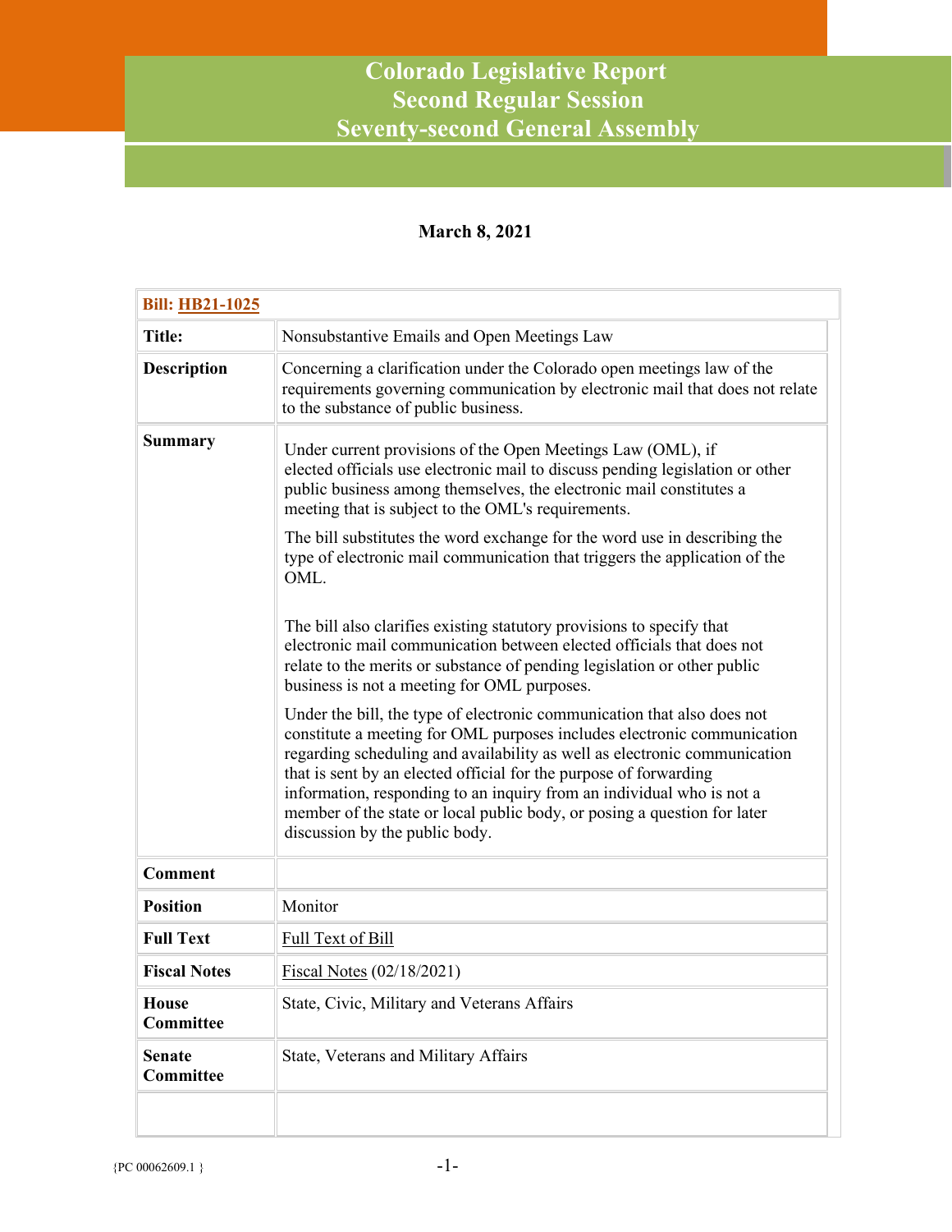# Colorado Legislative Report
# Second Regular Session
# Seventy-second General Assembly

**March 8, 2021**

| **Bill: HB21-1025** | |
|---|---|
| **Title:** | Nonsubstantive Emails and Open Meetings Law |
| **Description** | Concerning a clarification under the Colorado open meetings law of the requirements governing communication by electronic mail that does not relate to the substance of public business. |
| **Summary** | Under current provisions of the Open Meetings Law (OML), if elected officials use electronic mail to discuss pending legislation or other public business among themselves, the electronic mail constitutes a meeting that is subject to the OML's requirements.<br><br>The bill substitutes the word exchange for the word use in describing the type of electronic mail communication that triggers the application of the OML.<br><br>The bill also clarifies existing statutory provisions to specify that electronic mail communication between elected officials that does not relate to the merits or substance of pending legislation or other public business is not a meeting for OML purposes.<br><br>Under the bill, the type of electronic communication that also does not constitute a meeting for OML purposes includes electronic communication regarding scheduling and availability as well as electronic communication that is sent by an elected official for the purpose of forwarding information, responding to an inquiry from an individual who is not a member of the state or local public body, or posing a question for later discussion by the public body. |
| **Comment** | |
| **Position** | Monitor |
| **Full Text** | Full Text of Bill |
| **Fiscal Notes** | Fiscal Notes (02/18/2021) |
| **House Committee** | State, Civic, Military and Veterans Affairs |
| **Senate Committee** | State, Veterans and Military Affairs |
| | |

{PC 00062609.1 }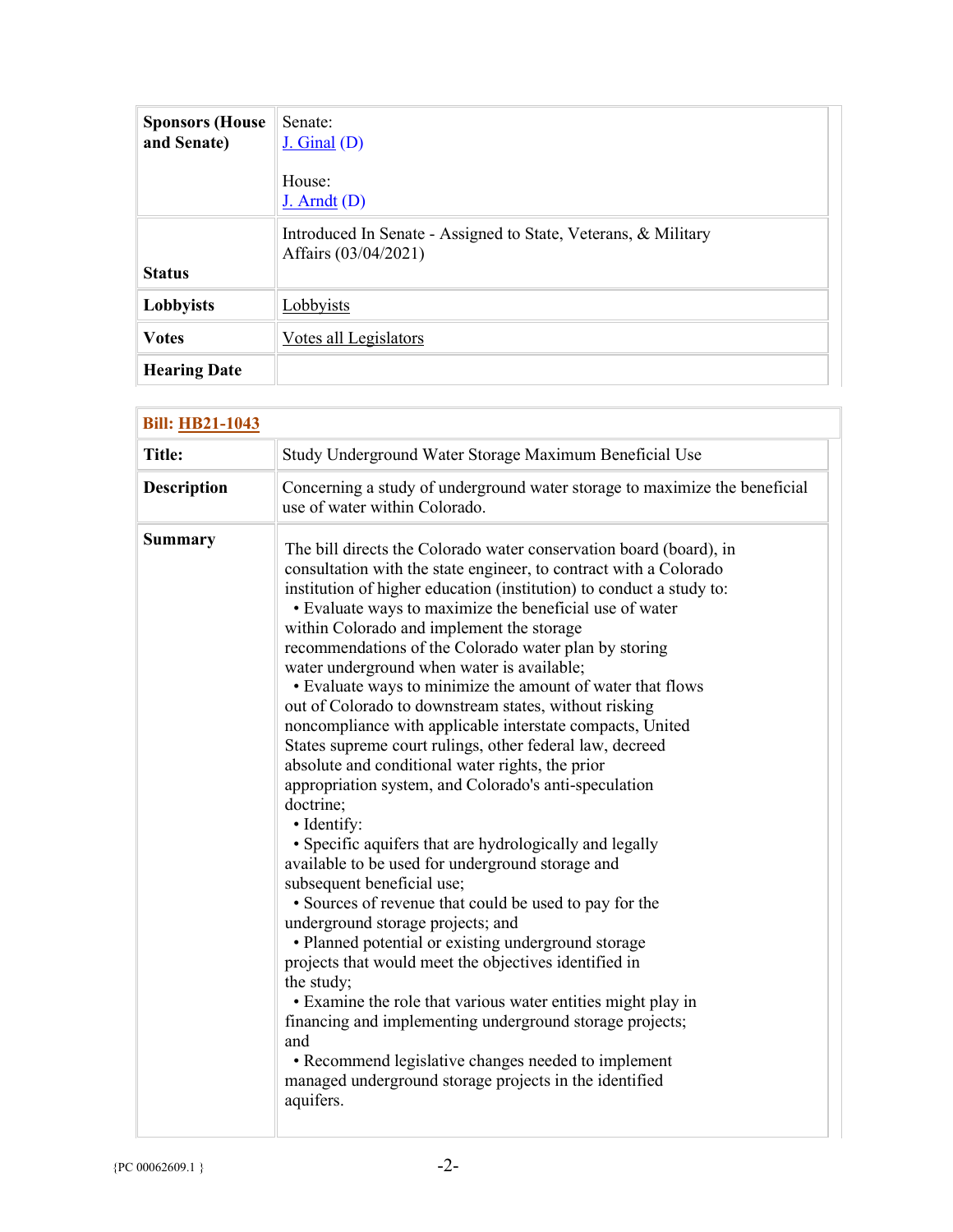| **Sponsors (House and Senate)** | Senate:<br>J. Ginal (D)<br><br>House:<br>J. Arndt (D) |
|---|---|
| **Status** | Introduced In Senate - Assigned to State, Veterans, & Military Affairs (03/04/2021) |
| **Lobbyists** | Lobbyists |
| **Votes** | Votes all Legislators |
| **Hearing Date** | |

| **Bill: HB21-1043** | |
|---|---|
| **Title:** | Study Underground Water Storage Maximum Beneficial Use |
| **Description** | Concerning a study of underground water storage to maximize the beneficial use of water within Colorado. |
| **Summary** | The bill directs the Colorado water conservation board (board), in consultation with the state engineer, to contract with a Colorado institution of higher education (institution) to conduct a study to:<br>• Evaluate ways to maximize the beneficial use of water within Colorado and implement the storage recommendations of the Colorado water plan by storing water underground when water is available;<br>• Evaluate ways to minimize the amount of water that flows out of Colorado to downstream states, without risking noncompliance with applicable interstate compacts, United States supreme court rulings, other federal law, decreed absolute and conditional water rights, the prior appropriation system, and Colorado's anti-speculation doctrine;<br>• Identify:<br>• Specific aquifers that are hydrologically and legally available to be used for underground storage and subsequent beneficial use;<br>• Sources of revenue that could be used to pay for the underground storage projects; and<br>• Planned potential or existing underground storage projects that would meet the objectives identified in the study;<br>• Examine the role that various water entities might play in financing and implementing underground storage projects; and<br>• Recommend legislative changes needed to implement managed underground storage projects in the identified aquifers. |

{PC 00062609.1 }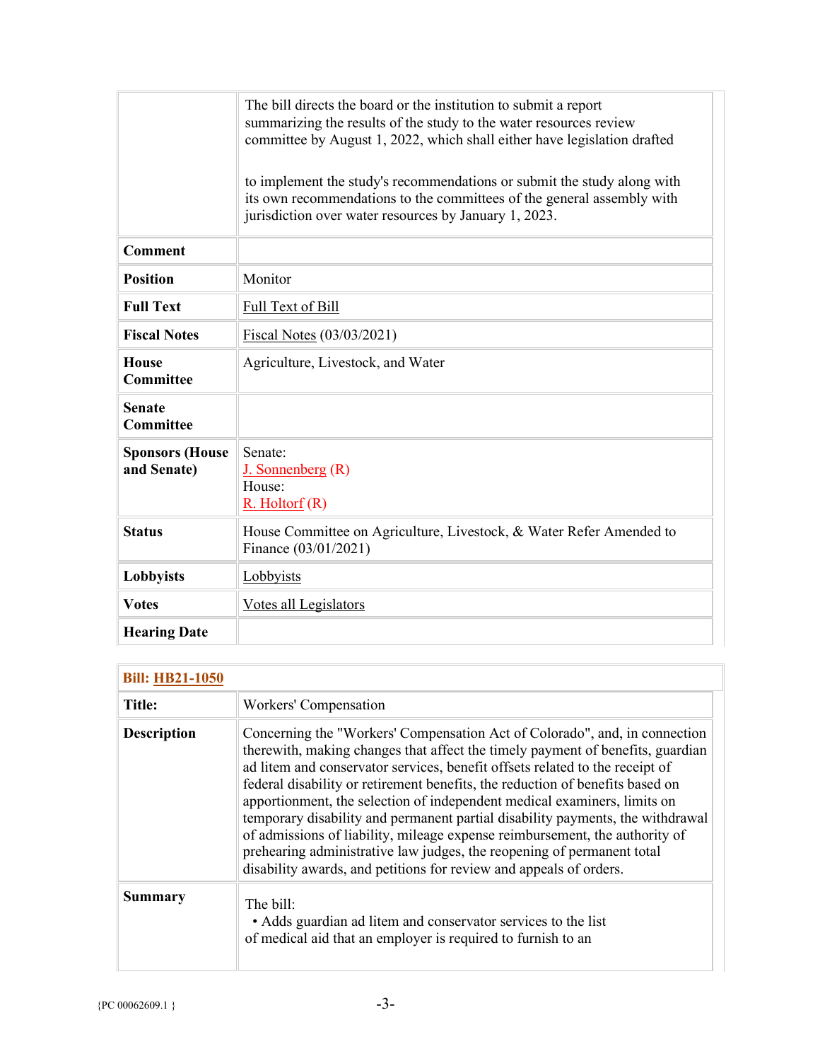| | |
|---|---|
| | The bill directs the board or the institution to submit a report summarizing the results of the study to the water resources review committee by August 1, 2022, which shall either have legislation drafted<br><br>to implement the study's recommendations or submit the study along with its own recommendations to the committees of the general assembly with jurisdiction over water resources by January 1, 2023. |
| **Comment** | |
| **Position** | Monitor |
| **Full Text** | Full Text of Bill |
| **Fiscal Notes** | Fiscal Notes (03/03/2021) |
| **House Committee** | Agriculture, Livestock, and Water |
| **Senate Committee** | |
| **Sponsors (House and Senate)** | Senate:<br>J. Sonnenberg (R)<br>House:<br>R. Holtorf (R) |
| **Status** | House Committee on Agriculture, Livestock, & Water Refer Amended to Finance (03/01/2021) |
| **Lobbyists** | Lobbyists |
| **Votes** | Votes all Legislators |
| **Hearing Date** | |

| **Bill: HB21-1050** | |
|---|---|
| **Title:** | Workers' Compensation |
| **Description** | Concerning the "Workers' Compensation Act of Colorado", and, in connection therewith, making changes that affect the timely payment of benefits, guardian ad litem and conservator services, benefit offsets related to the receipt of federal disability or retirement benefits, the reduction of benefits based on apportionment, the selection of independent medical examiners, limits on temporary disability and permanent partial disability payments, the withdrawal of admissions of liability, mileage expense reimbursement, the authority of prehearing administrative law judges, the reopening of permanent total disability awards, and petitions for review and appeals of orders. |
| **Summary** | The bill:<br>• Adds guardian ad litem and conservator services to the list of medical aid that an employer is required to furnish to an |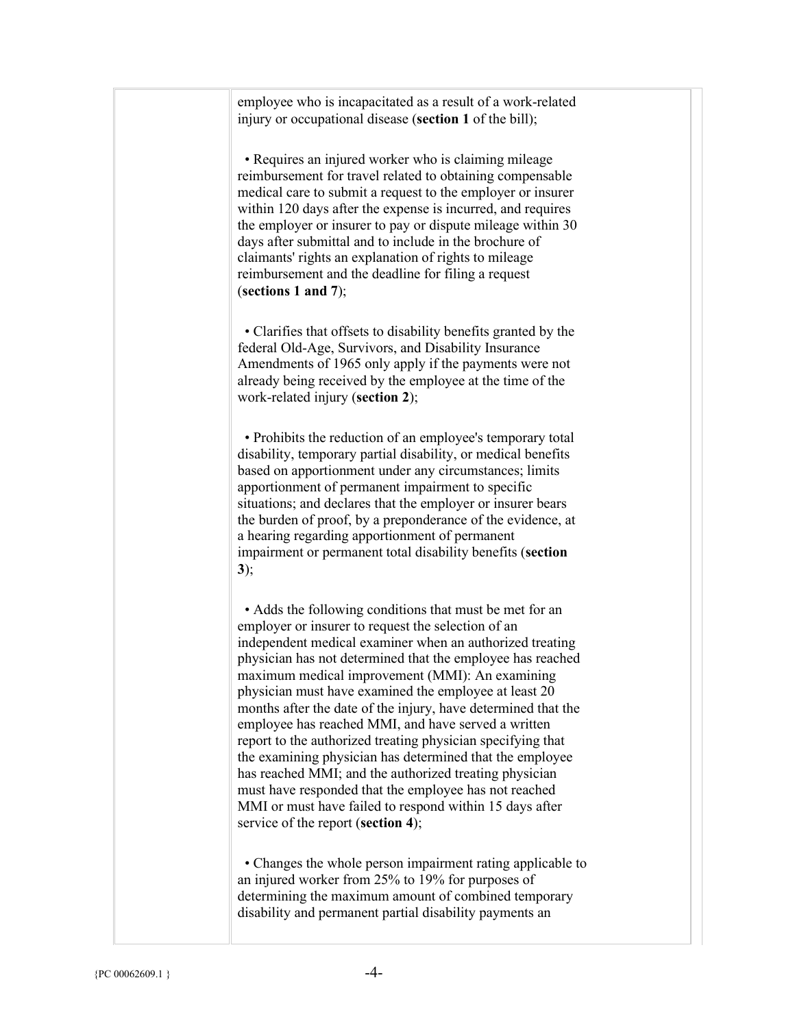employee who is incapacitated as a result of a work-related injury or occupational disease (**section 1** of the bill);

- Requires an injured worker who is claiming mileage reimbursement for travel related to obtaining compensable medical care to submit a request to the employer or insurer within 120 days after the expense is incurred, and requires the employer or insurer to pay or dispute mileage within 30 days after submittal and to include in the brochure of claimants' rights an explanation of rights to mileage reimbursement and the deadline for filing a request (**sections 1 and 7**);

- Clarifies that offsets to disability benefits granted by the federal Old-Age, Survivors, and Disability Insurance Amendments of 1965 only apply if the payments were not already being received by the employee at the time of the work-related injury (**section 2**);

- Prohibits the reduction of an employee's temporary total disability, temporary partial disability, or medical benefits based on apportionment under any circumstances; limits apportionment of permanent impairment to specific situations; and declares that the employer or insurer bears the burden of proof, by a preponderance of the evidence, at a hearing regarding apportionment of permanent impairment or permanent total disability benefits (**section 3**);

- Adds the following conditions that must be met for an employer or insurer to request the selection of an independent medical examiner when an authorized treating physician has not determined that the employee has reached maximum medical improvement (MMI): An examining physician must have examined the employee at least 20 months after the date of the injury, have determined that the employee has reached MMI, and have served a written report to the authorized treating physician specifying that the examining physician has determined that the employee has reached MMI; and the authorized treating physician must have responded that the employee has not reached MMI or must have failed to respond within 15 days after service of the report (**section 4**);

- Changes the whole person impairment rating applicable to an injured worker from 25% to 19% for purposes of determining the maximum amount of combined temporary disability and permanent partial disability payments an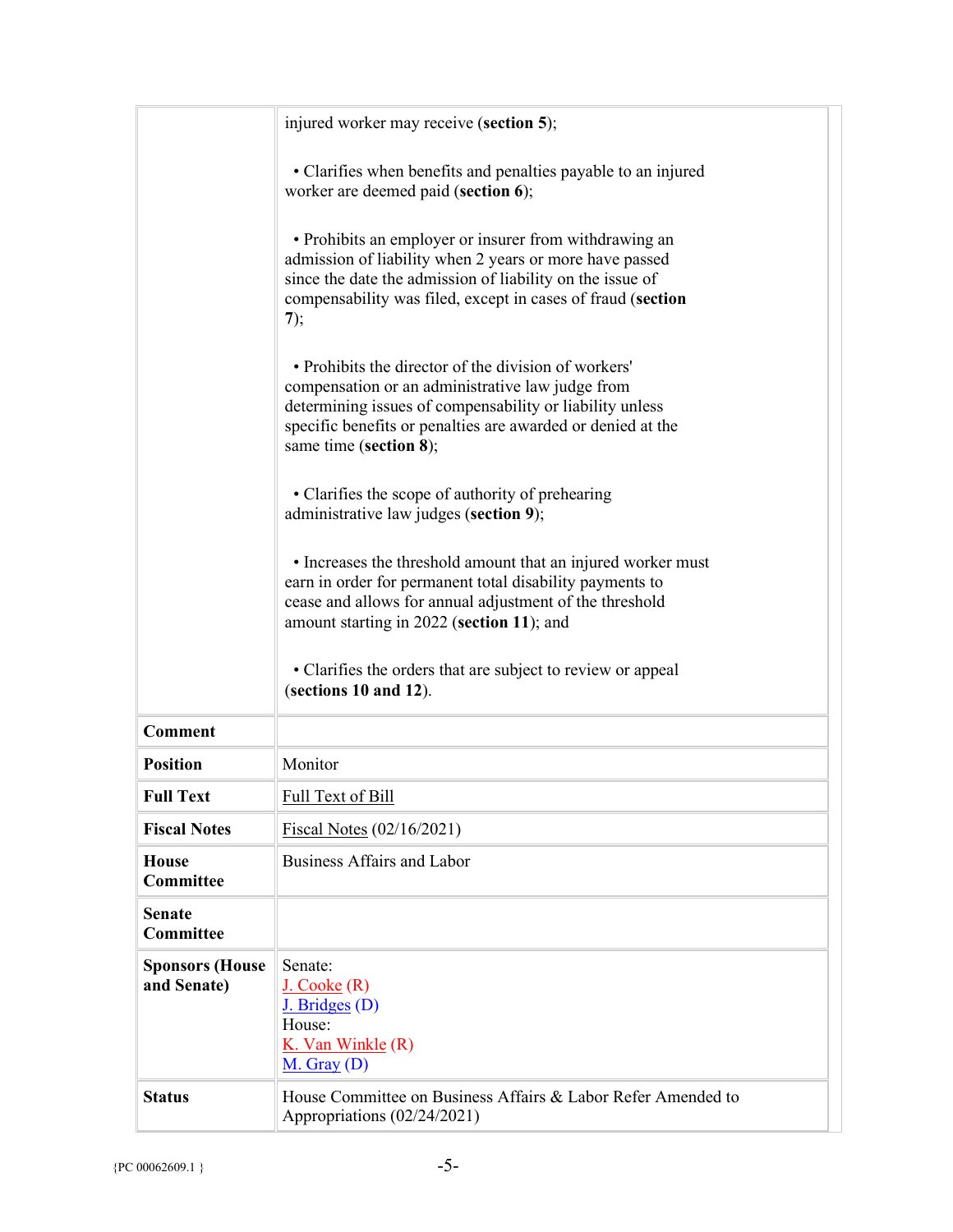| | |
|---|---|
| | injured worker may receive (**section 5**);<br><br>• Clarifies when benefits and penalties payable to an injured worker are deemed paid (**section 6**);<br><br>• Prohibits an employer or insurer from withdrawing an admission of liability when 2 years or more have passed since the date the admission of liability on the issue of compensability was filed, except in cases of fraud (**section 7**);<br><br>• Prohibits the director of the division of workers' compensation or an administrative law judge from determining issues of compensability or liability unless specific benefits or penalties are awarded or denied at the same time (**section 8**);<br><br>• Clarifies the scope of authority of prehearing administrative law judges (**section 9**);<br><br>• Increases the threshold amount that an injured worker must earn in order for permanent total disability payments to cease and allows for annual adjustment of the threshold amount starting in 2022 (**section 11**); and<br><br>• Clarifies the orders that are subject to review or appeal (**sections 10 and 12**). |
| **Comment** | |
| **Position** | Monitor |
| **Full Text** | Full Text of Bill |
| **Fiscal Notes** | Fiscal Notes (02/16/2021) |
| **House Committee** | Business Affairs and Labor |
| **Senate Committee** | |
| **Sponsors (House and Senate)** | Senate:<br>J. Cooke (R)<br>J. Bridges (D)<br>House:<br>K. Van Winkle (R)<br>M. Gray (D) |
| **Status** | House Committee on Business Affairs & Labor Refer Amended to Appropriations (02/24/2021) |

{PC 00062609.1 }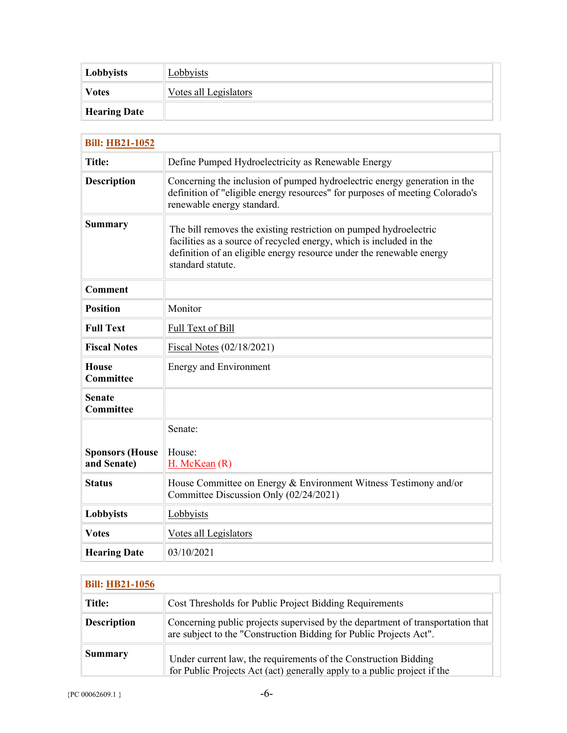| | |
|---|---|
| **Lobbyists** | Lobbyists |
| **Votes** | Votes all Legislators |
| **Hearing Date** | |

| **Bill: HB21-1052** | |
|---|---|
| **Title:** | Define Pumped Hydroelectricity as Renewable Energy |
| **Description** | Concerning the inclusion of pumped hydroelectric energy generation in the definition of "eligible energy resources" for purposes of meeting Colorado's renewable energy standard. |
| **Summary** | The bill removes the existing restriction on pumped hydroelectric facilities as a source of recycled energy, which is included in the definition of an eligible energy resource under the renewable energy standard statute. |
| **Comment** | |
| **Position** | Monitor |
| **Full Text** | Full Text of Bill |
| **Fiscal Notes** | Fiscal Notes (02/18/2021) |
| **House Committee** | Energy and Environment |
| **Senate Committee** | |
| **Sponsors (House and Senate)** | Senate:<br><br>House:<br>H. McKean (R) |
| **Status** | House Committee on Energy & Environment Witness Testimony and/or Committee Discussion Only (02/24/2021) |
| **Lobbyists** | Lobbyists |
| **Votes** | Votes all Legislators |
| **Hearing Date** | 03/10/2021 |

| **Bill: HB21-1056** | |
|---|---|
| **Title:** | Cost Thresholds for Public Project Bidding Requirements |
| **Description** | Concerning public projects supervised by the department of transportation that are subject to the "Construction Bidding for Public Projects Act". |
| **Summary** | Under current law, the requirements of the Construction Bidding for Public Projects Act (act) generally apply to a public project if the |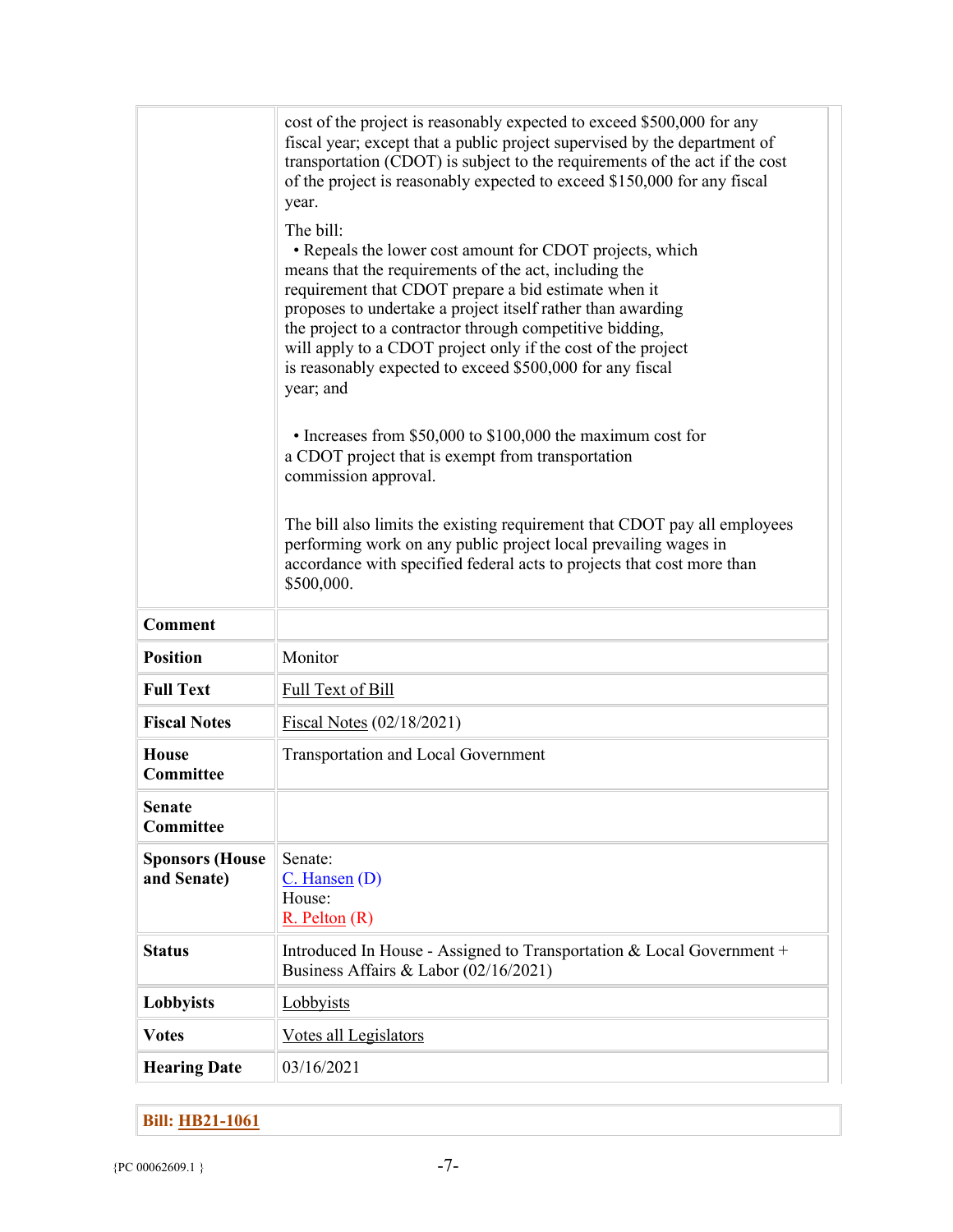| | |
|---|---|
| | cost of the project is reasonably expected to exceed $500,000 for any fiscal year; except that a public project supervised by the department of transportation (CDOT) is subject to the requirements of the act if the cost of the project is reasonably expected to exceed $150,000 for any fiscal year.<br><br>The bill:<br>• Repeals the lower cost amount for CDOT projects, which means that the requirements of the act, including the requirement that CDOT prepare a bid estimate when it proposes to undertake a project itself rather than awarding the project to a contractor through competitive bidding, will apply to a CDOT project only if the cost of the project is reasonably expected to exceed $500,000 for any fiscal year; and<br><br>• Increases from $50,000 to $100,000 the maximum cost for a CDOT project that is exempt from transportation commission approval.<br><br>The bill also limits the existing requirement that CDOT pay all employees performing work on any public project local prevailing wages in accordance with specified federal acts to projects that cost more than $500,000. |
| **Comment** | |
| **Position** | Monitor |
| **Full Text** | Full Text of Bill |
| **Fiscal Notes** | Fiscal Notes (02/18/2021) |
| **House Committee** | Transportation and Local Government |
| **Senate Committee** | |
| **Sponsors (House and Senate)** | Senate:<br>C. Hansen (D)<br>House:<br>R. Pelton (R) |
| **Status** | Introduced In House - Assigned to Transportation & Local Government + Business Affairs & Labor (02/16/2021) |
| **Lobbyists** | Lobbyists |
| **Votes** | Votes all Legislators |
| **Hearing Date** | 03/16/2021 |

**Bill: HB21-1061**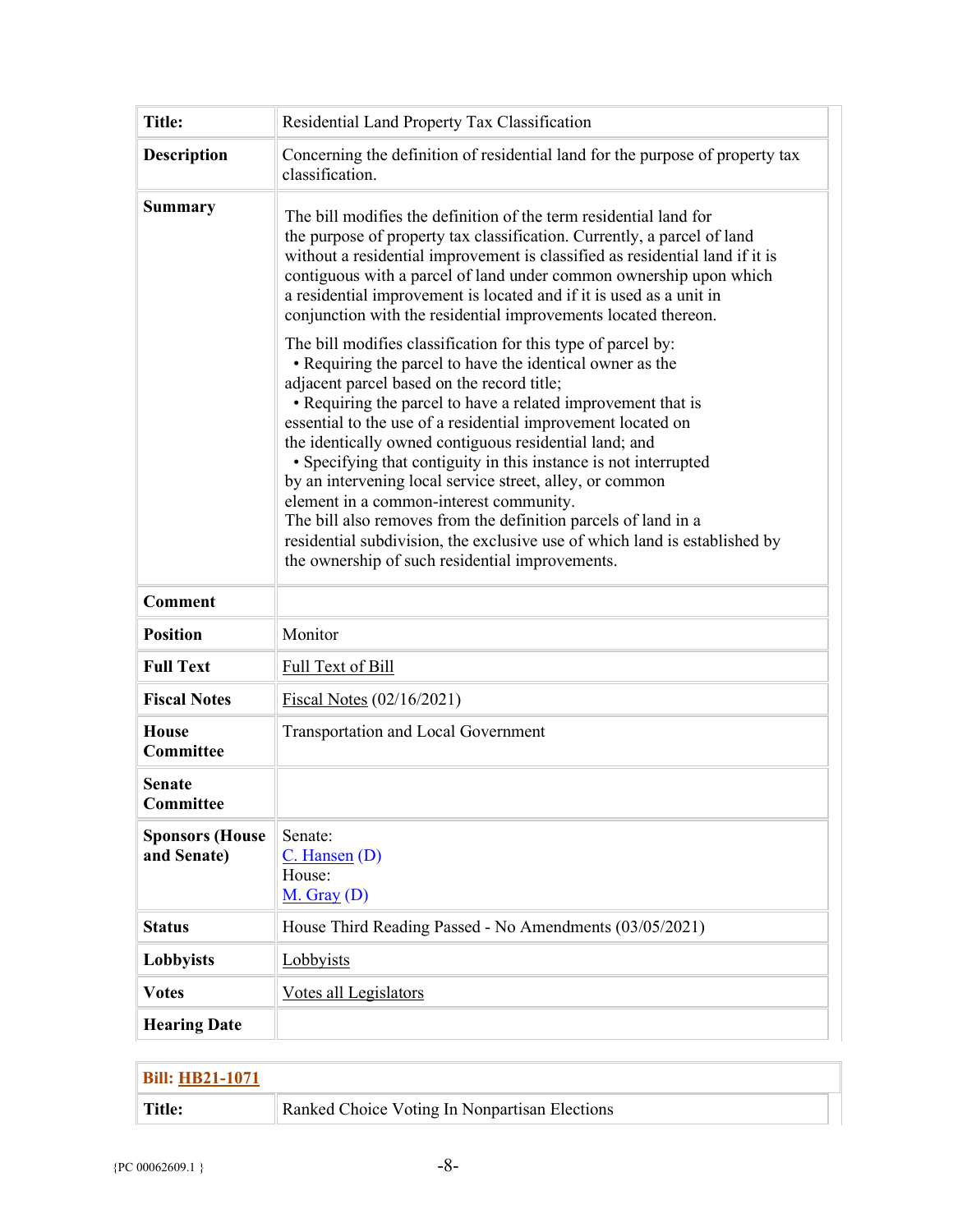| | |
|---|---|
| **Title:** | Residential Land Property Tax Classification |
| **Description** | Concerning the definition of residential land for the purpose of property tax classification. |
| **Summary** | The bill modifies the definition of the term residential land for the purpose of property tax classification. Currently, a parcel of land without a residential improvement is classified as residential land if it is contiguous with a parcel of land under common ownership upon which a residential improvement is located and if it is used as a unit in conjunction with the residential improvements located thereon.<br><br>The bill modifies classification for this type of parcel by:<br>• Requiring the parcel to have the identical owner as the adjacent parcel based on the record title;<br>• Requiring the parcel to have a related improvement that is essential to the use of a residential improvement located on the identically owned contiguous residential land; and<br>• Specifying that contiguity in this instance is not interrupted by an intervening local service street, alley, or common element in a common-interest community.<br>The bill also removes from the definition parcels of land in a residential subdivision, the exclusive use of which land is established by the ownership of such residential improvements. |
| **Comment** | |
| **Position** | Monitor |
| **Full Text** | Full Text of Bill |
| **Fiscal Notes** | Fiscal Notes (02/16/2021) |
| **House Committee** | Transportation and Local Government |
| **Senate Committee** | |
| **Sponsors (House and Senate)** | Senate:<br>C. Hansen (D)<br>House:<br>M. Gray (D) |
| **Status** | House Third Reading Passed - No Amendments (03/05/2021) |
| **Lobbyists** | Lobbyists |
| **Votes** | Votes all Legislators |
| **Hearing Date** | |

**Bill: HB21-1071**

| | |
|---|---|
| **Title:** | Ranked Choice Voting In Nonpartisan Elections |

{PC 00062609.1 }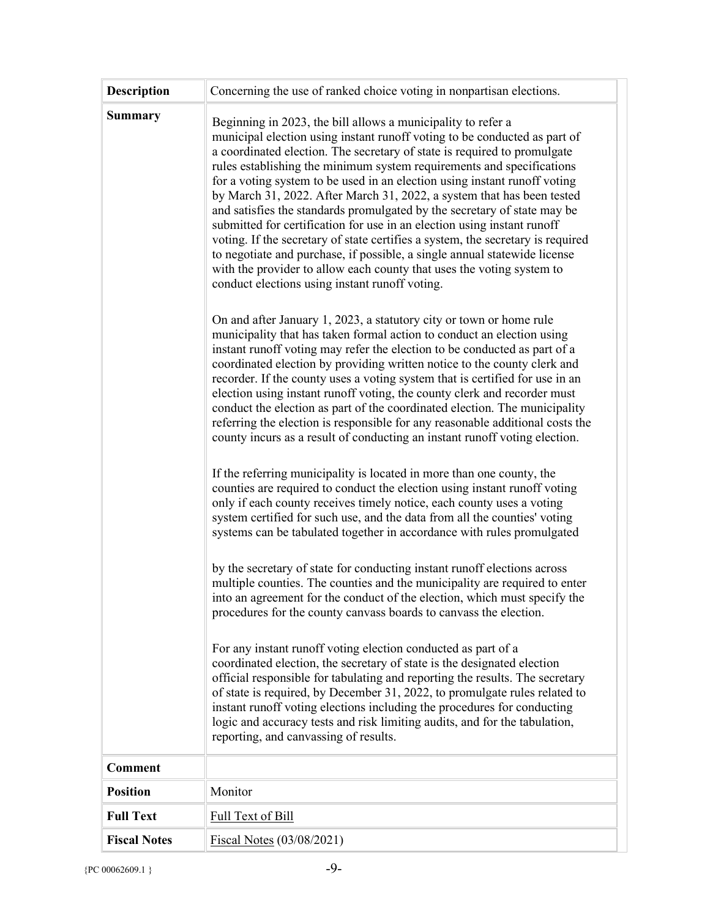| | |
|---|---|
| **Description** | Concerning the use of ranked choice voting in nonpartisan elections. |
| **Summary** | Beginning in 2023, the bill allows a municipality to refer a municipal election using instant runoff voting to be conducted as part of a coordinated election. The secretary of state is required to promulgate rules establishing the minimum system requirements and specifications for a voting system to be used in an election using instant runoff voting by March 31, 2022. After March 31, 2022, a system that has been tested and satisfies the standards promulgated by the secretary of state may be submitted for certification for use in an election using instant runoff voting. If the secretary of state certifies a system, the secretary is required to negotiate and purchase, if possible, a single annual statewide license with the provider to allow each county that uses the voting system to conduct elections using instant runoff voting.<br><br>On and after January 1, 2023, a statutory city or town or home rule municipality that has taken formal action to conduct an election using instant runoff voting may refer the election to be conducted as part of a coordinated election by providing written notice to the county clerk and recorder. If the county uses a voting system that is certified for use in an election using instant runoff voting, the county clerk and recorder must conduct the election as part of the coordinated election. The municipality referring the election is responsible for any reasonable additional costs the county incurs as a result of conducting an instant runoff voting election.<br><br>If the referring municipality is located in more than one county, the counties are required to conduct the election using instant runoff voting only if each county receives timely notice, each county uses a voting system certified for such use, and the data from all the counties' voting systems can be tabulated together in accordance with rules promulgated by the secretary of state for conducting instant runoff elections across multiple counties. The counties and the municipality are required to enter into an agreement for the conduct of the election, which must specify the procedures for the county canvass boards to canvass the election.<br><br>For any instant runoff voting election conducted as part of a coordinated election, the secretary of state is the designated election official responsible for tabulating and reporting the results. The secretary of state is required, by December 31, 2022, to promulgate rules related to instant runoff voting elections including the procedures for conducting logic and accuracy tests and risk limiting audits, and for the tabulation, reporting, and canvassing of results. |
| **Comment** | |
| **Position** | Monitor |
| **Full Text** | Full Text of Bill |
| **Fiscal Notes** | Fiscal Notes (03/08/2021) |

{PC 00062609.1 }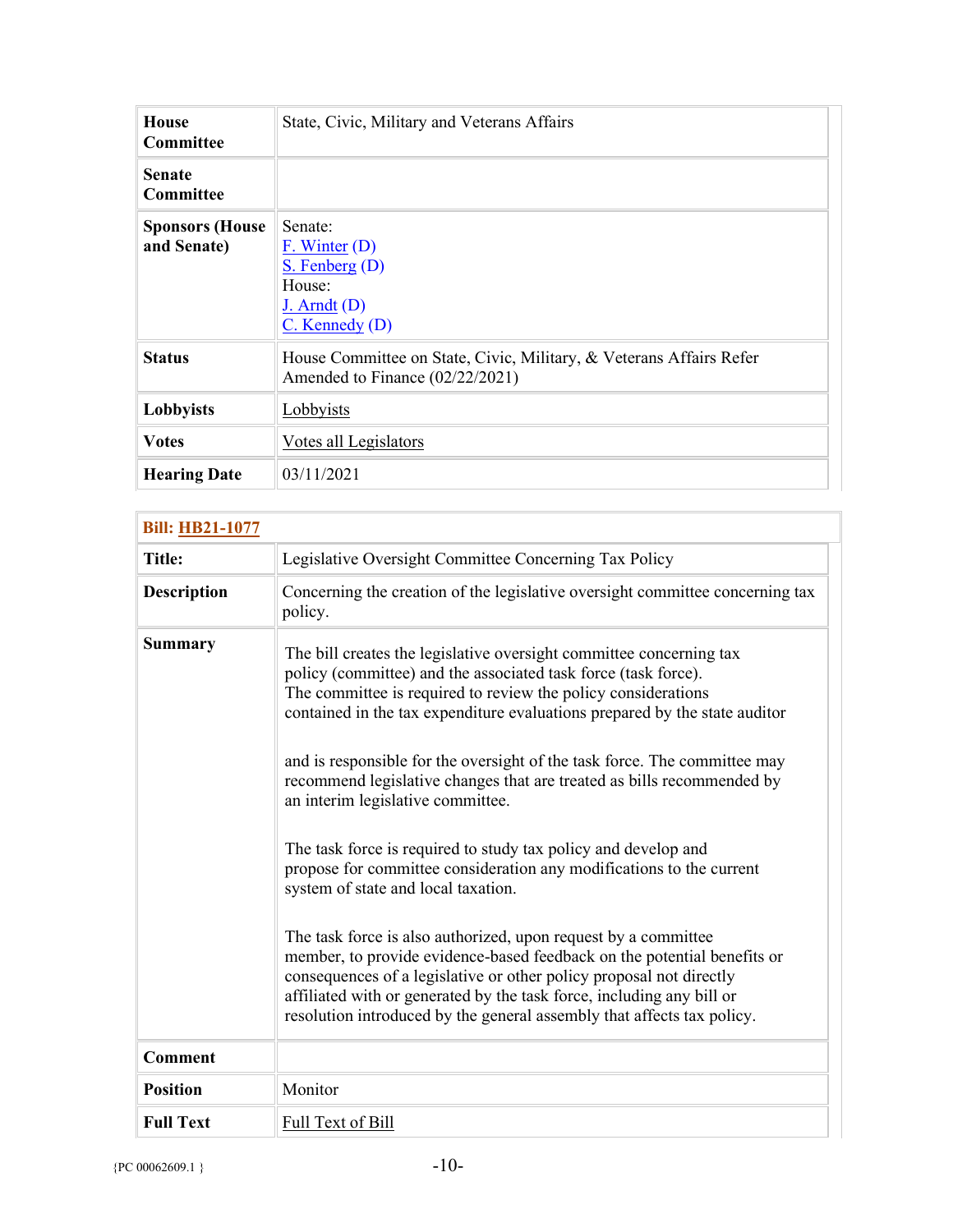| | |
|---|---|
| **House Committee** | State, Civic, Military and Veterans Affairs |
| **Senate Committee** | |
| **Sponsors (House and Senate)** | Senate:<br>F. Winter (D)<br>S. Fenberg (D)<br>House:<br>J. Arndt (D)<br>C. Kennedy (D) |
| **Status** | House Committee on State, Civic, Military, & Veterans Affairs Refer Amended to Finance (02/22/2021) |
| **Lobbyists** | Lobbyists |
| **Votes** | Votes all Legislators |
| **Hearing Date** | 03/11/2021 |

| **Bill: HB21-1077** | |
|---|---|
| **Title:** | Legislative Oversight Committee Concerning Tax Policy |
| **Description** | Concerning the creation of the legislative oversight committee concerning tax policy. |
| **Summary** | The bill creates the legislative oversight committee concerning tax policy (committee) and the associated task force (task force). The committee is required to review the policy considerations contained in the tax expenditure evaluations prepared by the state auditor<br><br>and is responsible for the oversight of the task force. The committee may recommend legislative changes that are treated as bills recommended by an interim legislative committee.<br><br>The task force is required to study tax policy and develop and propose for committee consideration any modifications to the current system of state and local taxation.<br><br>The task force is also authorized, upon request by a committee member, to provide evidence-based feedback on the potential benefits or consequences of a legislative or other policy proposal not directly affiliated with or generated by the task force, including any bill or resolution introduced by the general assembly that affects tax policy. |
| **Comment** | |
| **Position** | Monitor |
| **Full Text** | Full Text of Bill |

{PC 00062609.1 }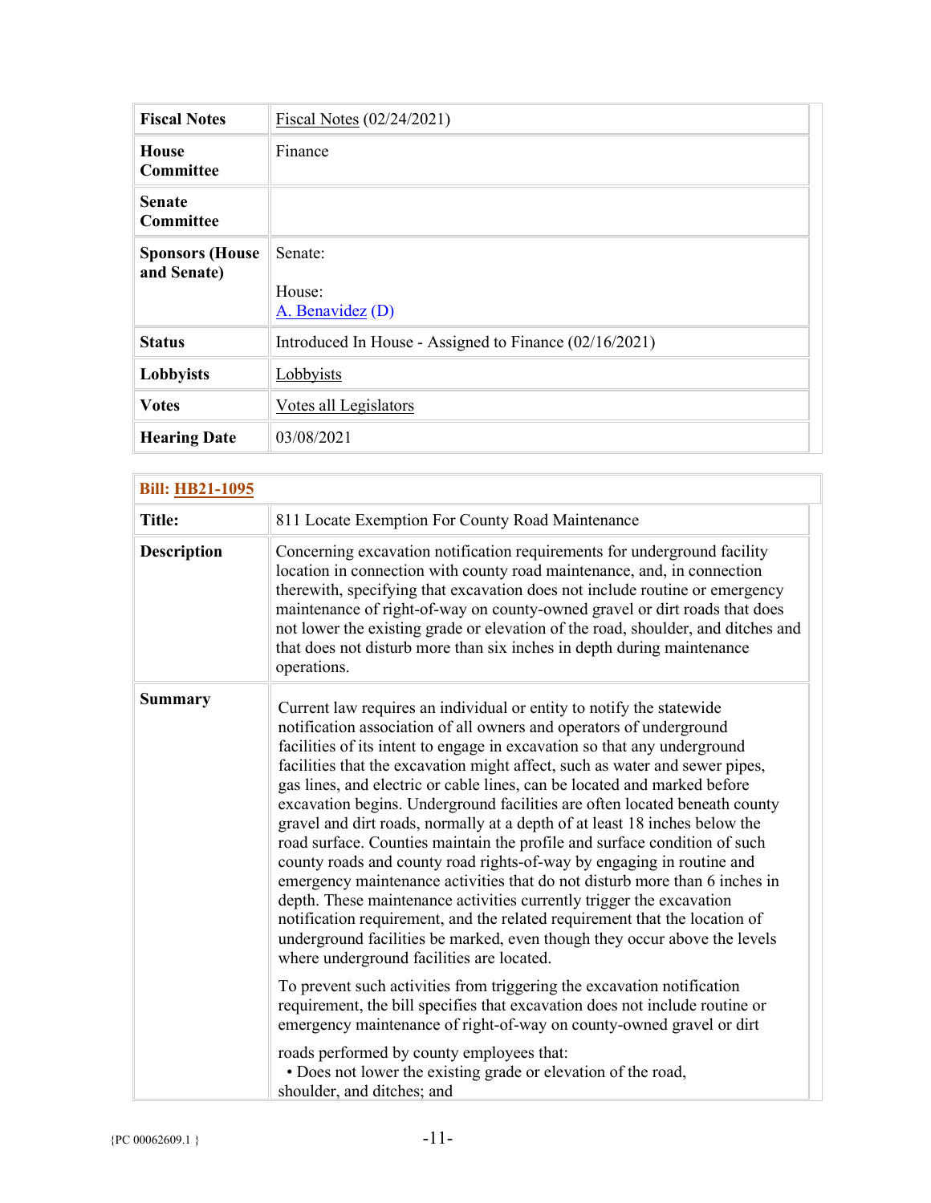| | |
|---|---|
| **Fiscal Notes** | Fiscal Notes (02/24/2021) |
| **House Committee** | Finance |
| **Senate Committee** | |
| **Sponsors (House and Senate)** | Senate:<br><br>House:<br>A. Benavidez (D) |
| **Status** | Introduced In House - Assigned to Finance (02/16/2021) |
| **Lobbyists** | Lobbyists |
| **Votes** | Votes all Legislators |
| **Hearing Date** | 03/08/2021 |

| **Bill: HB21-1095** | |
|---|---|
| **Title:** | 811 Locate Exemption For County Road Maintenance |
| **Description** | Concerning excavation notification requirements for underground facility location in connection with county road maintenance, and, in connection therewith, specifying that excavation does not include routine or emergency maintenance of right-of-way on county-owned gravel or dirt roads that does not lower the existing grade or elevation of the road, shoulder, and ditches and that does not disturb more than six inches in depth during maintenance operations. |
| **Summary** | Current law requires an individual or entity to notify the statewide notification association of all owners and operators of underground facilities of its intent to engage in excavation so that any underground facilities that the excavation might affect, such as water and sewer pipes, gas lines, and electric or cable lines, can be located and marked before excavation begins. Underground facilities are often located beneath county gravel and dirt roads, normally at a depth of at least 18 inches below the road surface. Counties maintain the profile and surface condition of such county roads and county road rights-of-way by engaging in routine and emergency maintenance activities that do not disturb more than 6 inches in depth. These maintenance activities currently trigger the excavation notification requirement, and the related requirement that the location of underground facilities be marked, even though they occur above the levels where underground facilities are located.<br><br>To prevent such activities from triggering the excavation notification requirement, the bill specifies that excavation does not include routine or emergency maintenance of right-of-way on county-owned gravel or dirt roads performed by county employees that:<br>• Does not lower the existing grade or elevation of the road, shoulder, and ditches; and |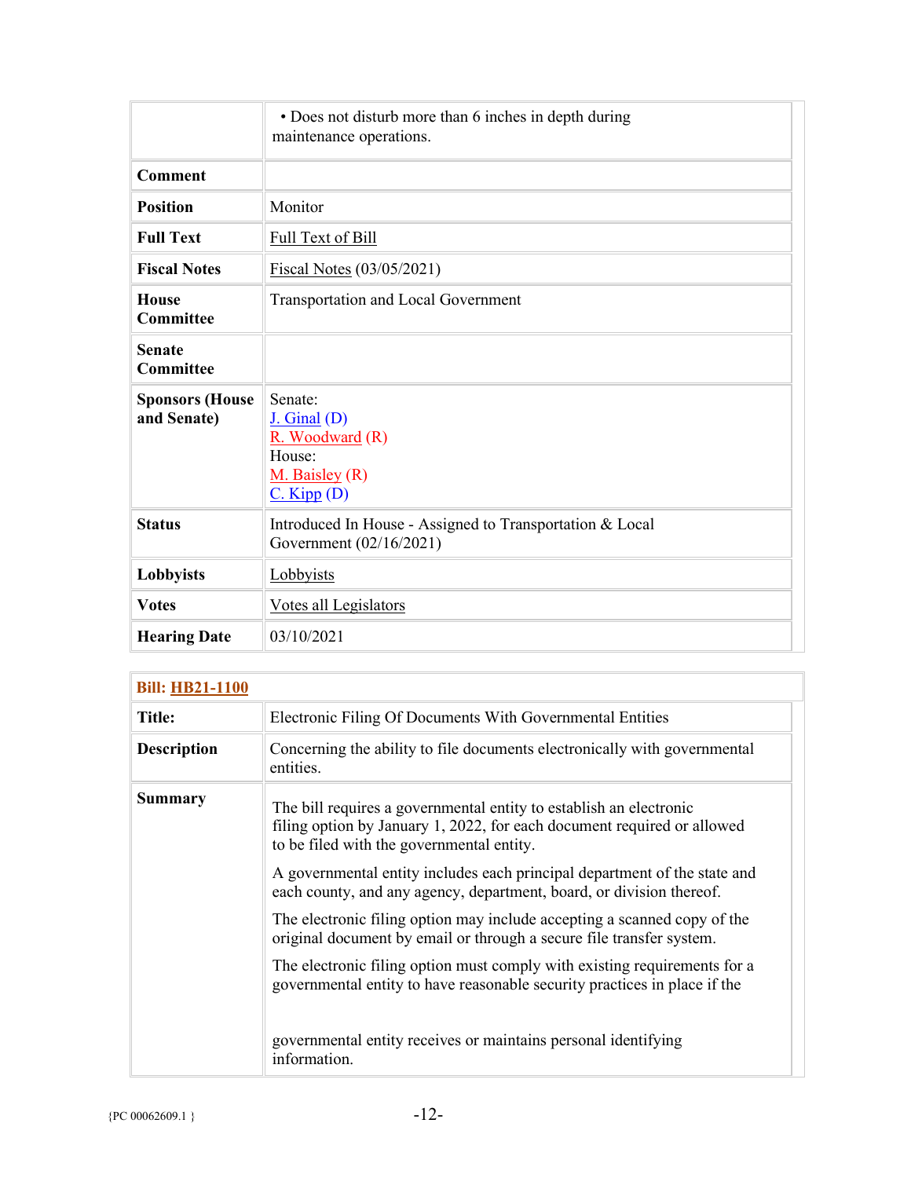| | |
|---|---|
| | • Does not disturb more than 6 inches in depth during maintenance operations. |
| **Comment** | |
| **Position** | Monitor |
| **Full Text** | Full Text of Bill |
| **Fiscal Notes** | Fiscal Notes (03/05/2021) |
| **House Committee** | Transportation and Local Government |
| **Senate Committee** | |
| **Sponsors (House and Senate)** | Senate:<br>J. Ginal (D)<br>R. Woodward (R)<br>House:<br>M. Baisley (R)<br>C. Kipp (D) |
| **Status** | Introduced In House - Assigned to Transportation & Local Government (02/16/2021) |
| **Lobbyists** | Lobbyists |
| **Votes** | Votes all Legislators |
| **Hearing Date** | 03/10/2021 |

| **Bill: HB21-1100** | |
|---|---|
| **Title:** | Electronic Filing Of Documents With Governmental Entities |
| **Description** | Concerning the ability to file documents electronically with governmental entities. |
| **Summary** | The bill requires a governmental entity to establish an electronic filing option by January 1, 2022, for each document required or allowed to be filed with the governmental entity.<br><br>A governmental entity includes each principal department of the state and each county, and any agency, department, board, or division thereof.<br><br>The electronic filing option may include accepting a scanned copy of the original document by email or through a secure file transfer system.<br><br>The electronic filing option must comply with existing requirements for a governmental entity to have reasonable security practices in place if the governmental entity receives or maintains personal identifying information. |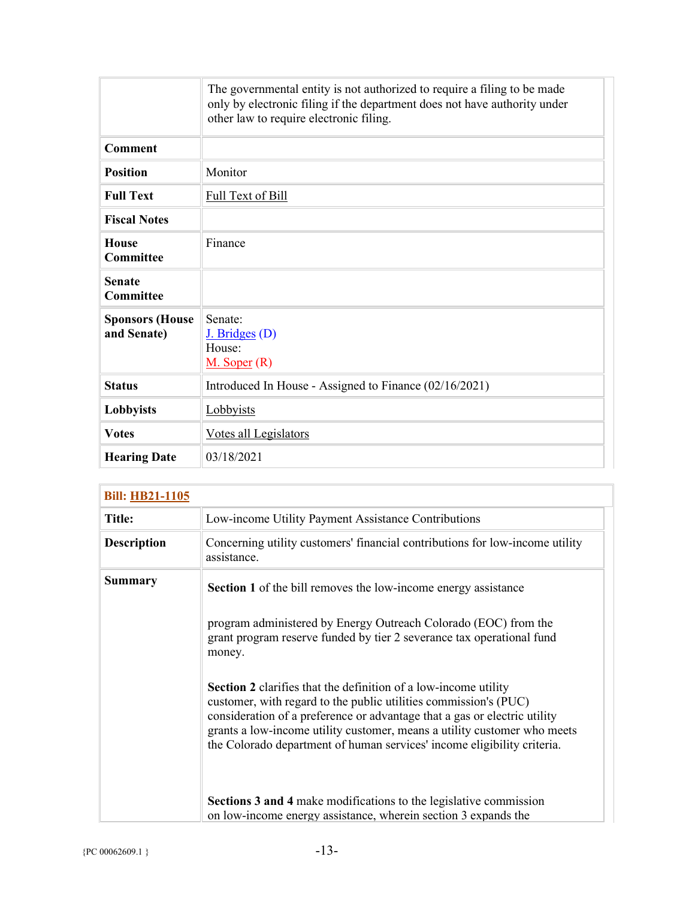| | |
|---|---|
| | The governmental entity is not authorized to require a filing to be made only by electronic filing if the department does not have authority under other law to require electronic filing. |
| **Comment** | |
| **Position** | Monitor |
| **Full Text** | Full Text of Bill |
| **Fiscal Notes** | |
| **House Committee** | Finance |
| **Senate Committee** | |
| **Sponsors (House and Senate)** | Senate: J. Bridges (D) House: M. Soper (R) |
| **Status** | Introduced In House - Assigned to Finance (02/16/2021) |
| **Lobbyists** | Lobbyists |
| **Votes** | Votes all Legislators |
| **Hearing Date** | 03/18/2021 |

| **Bill: HB21-1105** | |
|---|---|
| **Title:** | Low-income Utility Payment Assistance Contributions |
| **Description** | Concerning utility customers' financial contributions for low-income utility assistance. |
| **Summary** | **Section 1** of the bill removes the low-income energy assistance program administered by Energy Outreach Colorado (EOC) from the grant program reserve funded by tier 2 severance tax operational fund money. **Section 2** clarifies that the definition of a low-income utility customer, with regard to the public utilities commission's (PUC) consideration of a preference or advantage that a gas or electric utility grants a low-income utility customer, means a utility customer who meets the Colorado department of human services' income eligibility criteria. **Sections 3 and 4** make modifications to the legislative commission on low-income energy assistance, wherein section 3 expands the |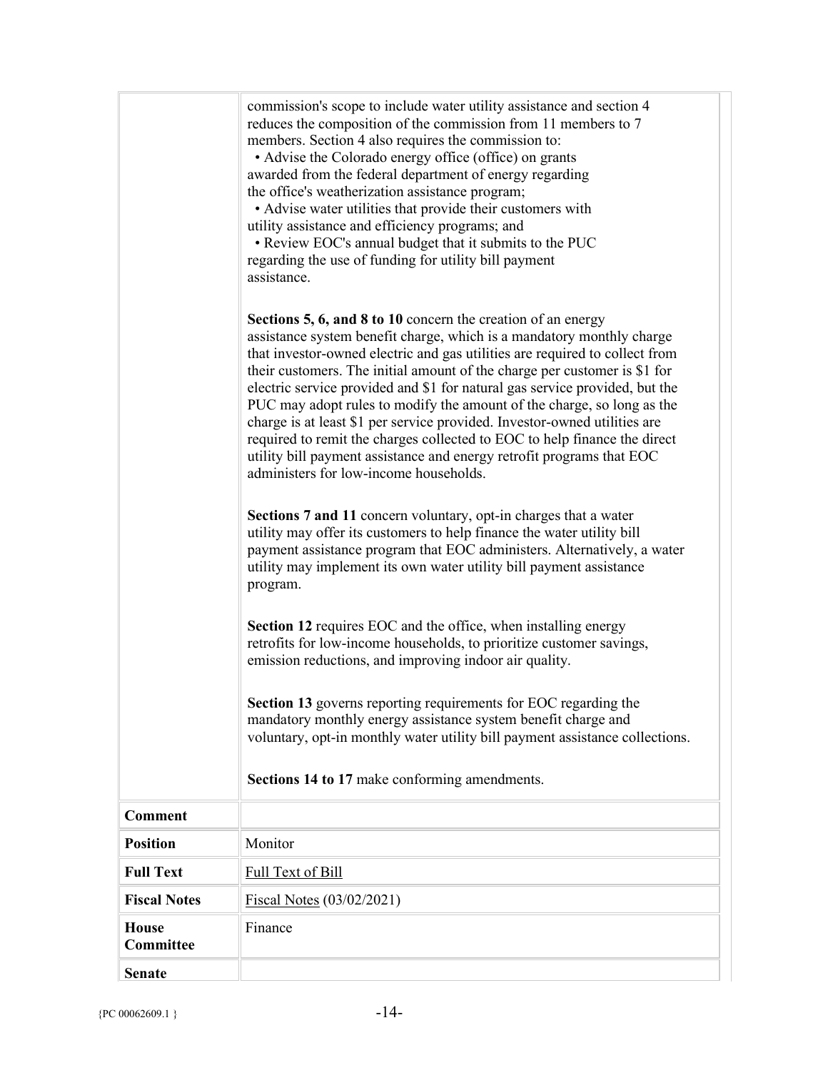| | |
|---|---|
| | commission's scope to include water utility assistance and section 4 reduces the composition of the commission from 11 members to 7 members. Section 4 also requires the commission to:<br>• Advise the Colorado energy office (office) on grants awarded from the federal department of energy regarding the office's weatherization assistance program;<br>• Advise water utilities that provide their customers with utility assistance and efficiency programs; and<br>• Review EOC's annual budget that it submits to the PUC regarding the use of funding for utility bill payment assistance.<br><br>**Sections 5, 6, and 8 to 10** concern the creation of an energy assistance system benefit charge, which is a mandatory monthly charge that investor-owned electric and gas utilities are required to collect from their customers. The initial amount of the charge per customer is $1 for electric service provided and $1 for natural gas service provided, but the PUC may adopt rules to modify the amount of the charge, so long as the charge is at least $1 per service provided. Investor-owned utilities are required to remit the charges collected to EOC to help finance the direct utility bill payment assistance and energy retrofit programs that EOC administers for low-income households.<br><br>**Sections 7 and 11** concern voluntary, opt-in charges that a water utility may offer its customers to help finance the water utility bill payment assistance program that EOC administers. Alternatively, a water utility may implement its own water utility bill payment assistance program.<br><br>**Section 12** requires EOC and the office, when installing energy retrofits for low-income households, to prioritize customer savings, emission reductions, and improving indoor air quality.<br><br>**Section 13** governs reporting requirements for EOC regarding the mandatory monthly energy assistance system benefit charge and voluntary, opt-in monthly water utility bill payment assistance collections.<br><br>**Sections 14 to 17** make conforming amendments. |
| **Comment** | |
| **Position** | Monitor |
| **Full Text** | Full Text of Bill |
| **Fiscal Notes** | Fiscal Notes (03/02/2021) |
| **House Committee** | Finance |
| **Senate** | |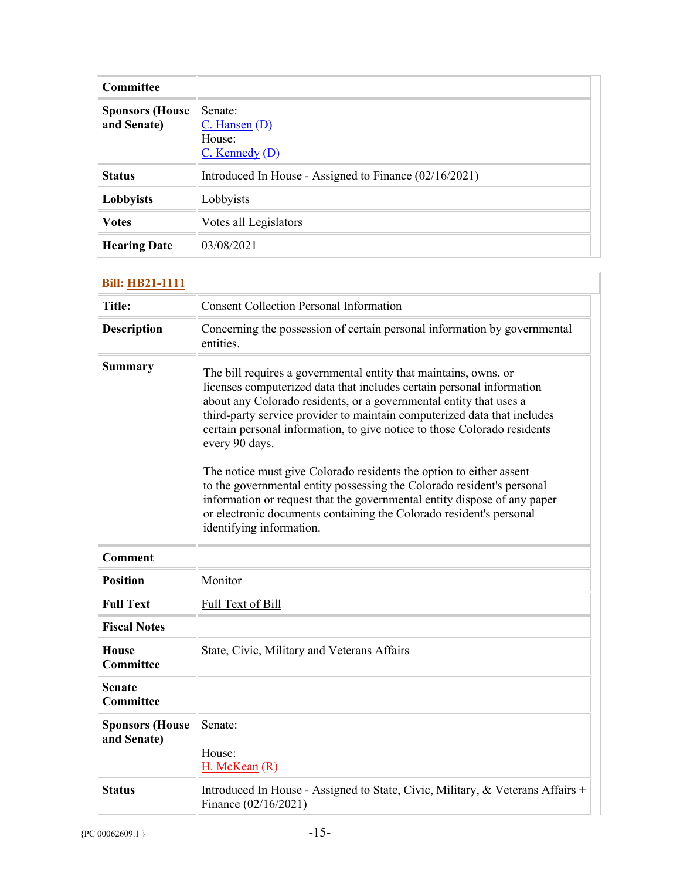| | |
|---|---|
| **Committee** | |
| **Sponsors (House and Senate)** | Senate:<br>C. Hansen (D)<br>House:<br>C. Kennedy (D) |
| **Status** | Introduced In House - Assigned to Finance (02/16/2021) |
| **Lobbyists** | Lobbyists |
| **Votes** | Votes all Legislators |
| **Hearing Date** | 03/08/2021 |

| **Bill: HB21-1111** | |
|---|---|
| **Title:** | Consent Collection Personal Information |
| **Description** | Concerning the possession of certain personal information by governmental entities. |
| **Summary** | The bill requires a governmental entity that maintains, owns, or licenses computerized data that includes certain personal information about any Colorado residents, or a governmental entity that uses a third-party service provider to maintain computerized data that includes certain personal information, to give notice to those Colorado residents every 90 days.<br><br>The notice must give Colorado residents the option to either assent to the governmental entity possessing the Colorado resident's personal information or request that the governmental entity dispose of any paper or electronic documents containing the Colorado resident's personal identifying information. |
| **Comment** | |
| **Position** | Monitor |
| **Full Text** | Full Text of Bill |
| **Fiscal Notes** | |
| **House Committee** | State, Civic, Military and Veterans Affairs |
| **Senate Committee** | |
| **Sponsors (House and Senate)** | Senate:<br><br>House:<br>H. McKean (R) |
| **Status** | Introduced In House - Assigned to State, Civic, Military, & Veterans Affairs + Finance (02/16/2021) |

{PC 00062609.1 }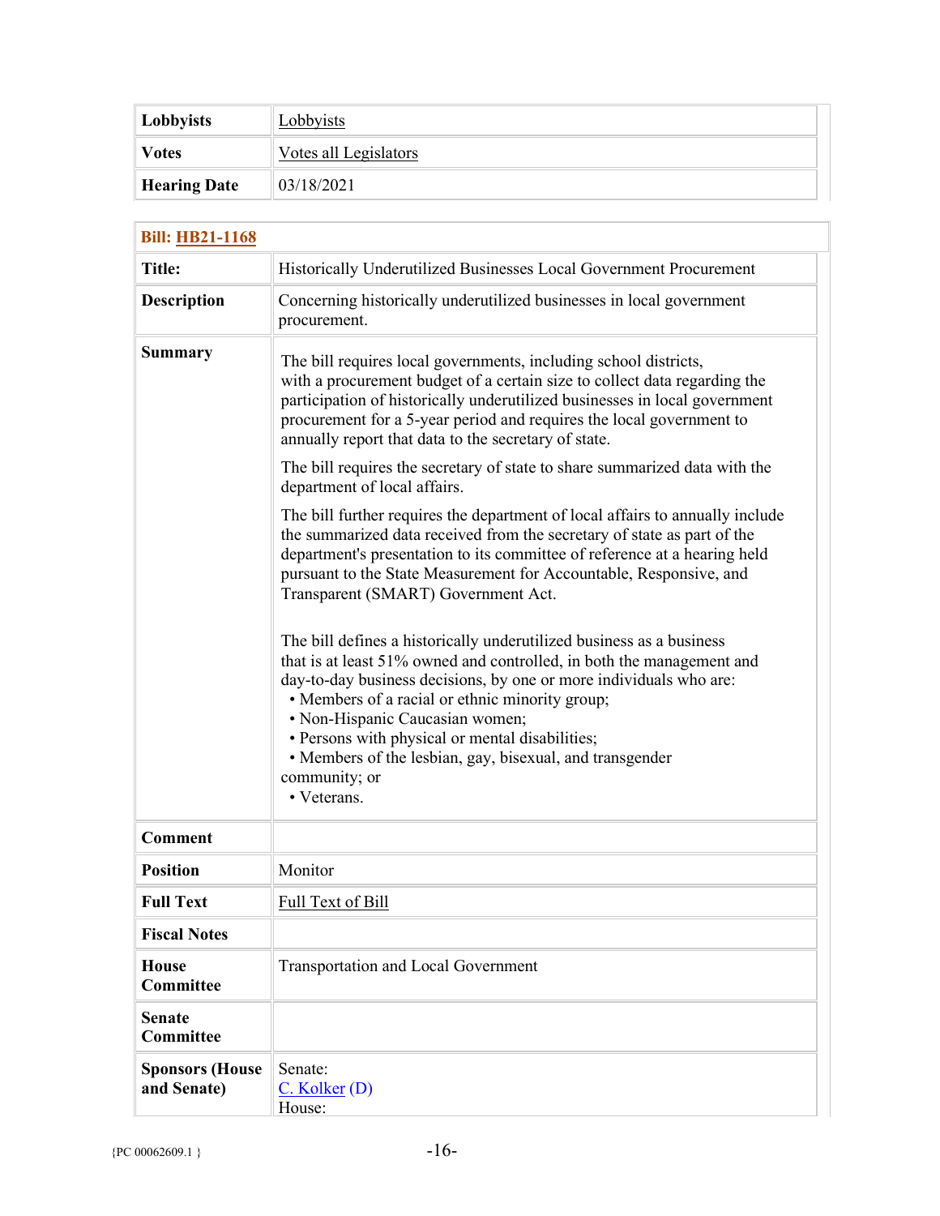| | |
|---|---|
| **Lobbyists** | Lobbyists |
| **Votes** | Votes all Legislators |
| **Hearing Date** | 03/18/2021 |

| **Bill: HB21-1168** | |
|---|---|
| **Title:** | Historically Underutilized Businesses Local Government Procurement |
| **Description** | Concerning historically underutilized businesses in local government procurement. |
| **Summary** | The bill requires local governments, including school districts, with a procurement budget of a certain size to collect data regarding the participation of historically underutilized businesses in local government procurement for a 5-year period and requires the local government to annually report that data to the secretary of state.<br><br>The bill requires the secretary of state to share summarized data with the department of local affairs.<br><br>The bill further requires the department of local affairs to annually include the summarized data received from the secretary of state as part of the department's presentation to its committee of reference at a hearing held pursuant to the State Measurement for Accountable, Responsive, and Transparent (SMART) Government Act.<br><br>The bill defines a historically underutilized business as a business that is at least 51% owned and controlled, in both the management and day-to-day business decisions, by one or more individuals who are:<br>• Members of a racial or ethnic minority group;<br>• Non-Hispanic Caucasian women;<br>• Persons with physical or mental disabilities;<br>• Members of the lesbian, gay, bisexual, and transgender community; or<br>• Veterans. |
| **Comment** | |
| **Position** | Monitor |
| **Full Text** | Full Text of Bill |
| **Fiscal Notes** | |
| **House Committee** | Transportation and Local Government |
| **Senate Committee** | |
| **Sponsors (House and Senate)** | Senate:<br>C. Kolker (D)<br>House: |

{PC 00062609.1 }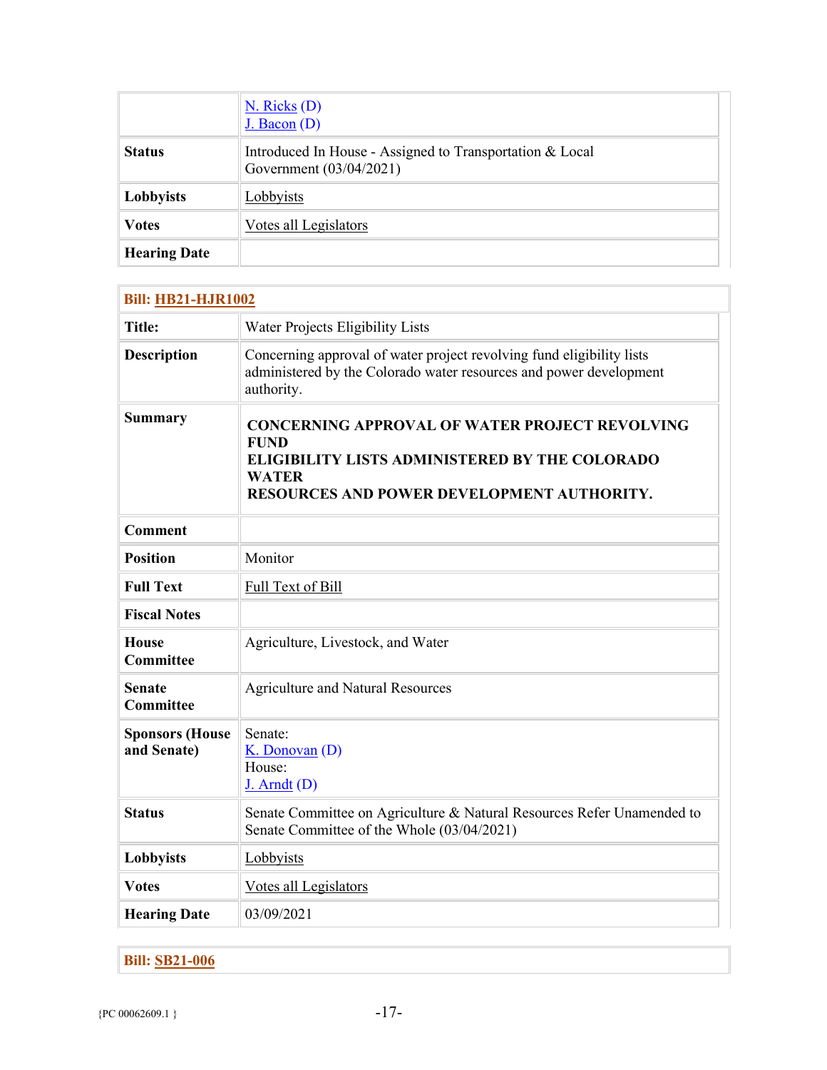| | |
|---|---|
| | N. Ricks (D)<br>J. Bacon (D) |
| **Status** | Introduced In House - Assigned to Transportation & Local Government (03/04/2021) |
| **Lobbyists** | Lobbyists |
| **Votes** | Votes all Legislators |
| **Hearing Date** | |

| **Bill: HB21-HJR1002** | |
|---|---|
| **Title:** | Water Projects Eligibility Lists |
| **Description** | Concerning approval of water project revolving fund eligibility lists administered by the Colorado water resources and power development authority. |
| **Summary** | **CONCERNING APPROVAL OF WATER PROJECT REVOLVING FUND<br>ELIGIBILITY LISTS ADMINISTERED BY THE COLORADO WATER<br>RESOURCES AND POWER DEVELOPMENT AUTHORITY.** |
| **Comment** | |
| **Position** | Monitor |
| **Full Text** | Full Text of Bill |
| **Fiscal Notes** | |
| **House Committee** | Agriculture, Livestock, and Water |
| **Senate Committee** | Agriculture and Natural Resources |
| **Sponsors (House and Senate)** | Senate:<br>K. Donovan (D)<br>House:<br>J. Arndt (D) |
| **Status** | Senate Committee on Agriculture & Natural Resources Refer Unamended to Senate Committee of the Whole (03/04/2021) |
| **Lobbyists** | Lobbyists |
| **Votes** | Votes all Legislators |
| **Hearing Date** | 03/09/2021 |

**Bill: SB21-006**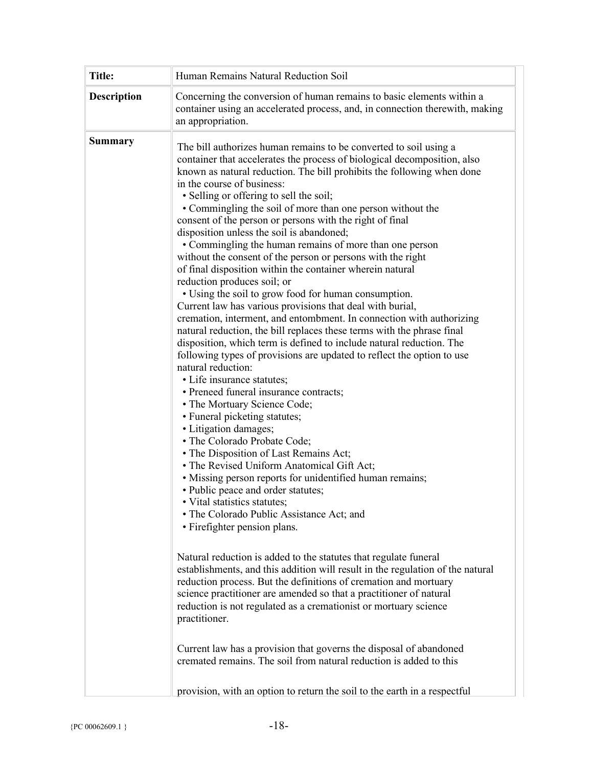| | |
|---|---|
| **Title:** | Human Remains Natural Reduction Soil |
| **Description** | Concerning the conversion of human remains to basic elements within a container using an accelerated process, and, in connection therewith, making an appropriation. |
| **Summary** | The bill authorizes human remains to be converted to soil using a container that accelerates the process of biological decomposition, also known as natural reduction. The bill prohibits the following when done in the course of business:<br>• Selling or offering to sell the soil;<br>• Commingling the soil of more than one person without the consent of the person or persons with the right of final disposition unless the soil is abandoned;<br>• Commingling the human remains of more than one person without the consent of the person or persons with the right of final disposition within the container wherein natural reduction produces soil; or<br>• Using the soil to grow food for human consumption.<br>Current law has various provisions that deal with burial, cremation, interment, and entombment. In connection with authorizing natural reduction, the bill replaces these terms with the phrase final disposition, which term is defined to include natural reduction. The following types of provisions are updated to reflect the option to use natural reduction:<br>• Life insurance statutes;<br>• Preneed funeral insurance contracts;<br>• The Mortuary Science Code;<br>• Funeral picketing statutes;<br>• Litigation damages;<br>• The Colorado Probate Code;<br>• The Disposition of Last Remains Act;<br>• The Revised Uniform Anatomical Gift Act;<br>• Missing person reports for unidentified human remains;<br>• Public peace and order statutes;<br>• Vital statistics statutes;<br>• The Colorado Public Assistance Act; and<br>• Firefighter pension plans.<br><br>Natural reduction is added to the statutes that regulate funeral establishments, and this addition will result in the regulation of the natural reduction process. But the definitions of cremation and mortuary science practitioner are amended so that a practitioner of natural reduction is not regulated as a cremationist or mortuary science practitioner.<br><br>Current law has a provision that governs the disposal of abandoned cremated remains. The soil from natural reduction is added to this<br><br>provision, with an option to return the soil to the earth in a respectful |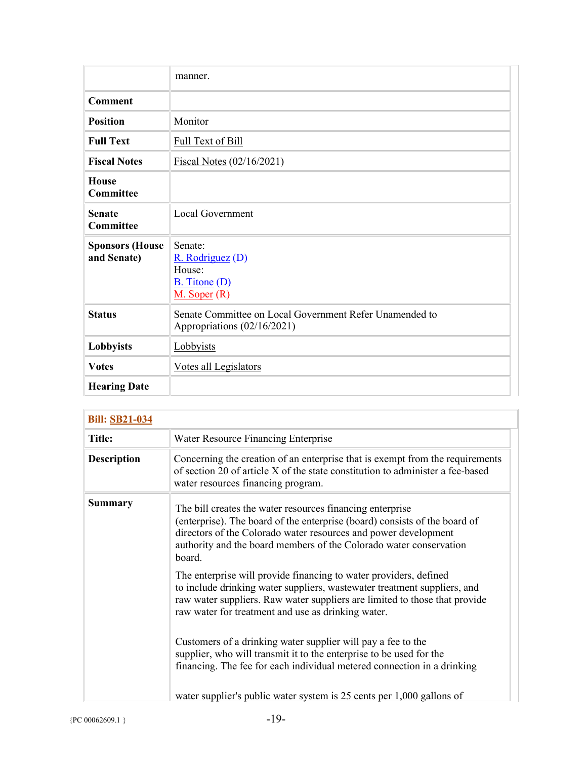| | |
|---|---|
| | manner. |
| **Comment** | |
| **Position** | Monitor |
| **Full Text** | Full Text of Bill |
| **Fiscal Notes** | Fiscal Notes (02/16/2021) |
| **House Committee** | |
| **Senate Committee** | Local Government |
| **Sponsors (House and Senate)** | Senate:<br>R. Rodriguez (D)<br>House:<br>B. Titone (D)<br>M. Soper (R) |
| **Status** | Senate Committee on Local Government Refer Unamended to Appropriations (02/16/2021) |
| **Lobbyists** | Lobbyists |
| **Votes** | Votes all Legislators |
| **Hearing Date** | |

| **Bill: SB21-034** | |
|---|---|
| **Title:** | Water Resource Financing Enterprise |
| **Description** | Concerning the creation of an enterprise that is exempt from the requirements of section 20 of article X of the state constitution to administer a fee-based water resources financing program. |
| **Summary** | The bill creates the water resources financing enterprise (enterprise). The board of the enterprise (board) consists of the board of directors of the Colorado water resources and power development authority and the board members of the Colorado water conservation board.<br><br>The enterprise will provide financing to water providers, defined to include drinking water suppliers, wastewater treatment suppliers, and raw water suppliers. Raw water suppliers are limited to those that provide raw water for treatment and use as drinking water.<br><br>Customers of a drinking water supplier will pay a fee to the supplier, who will transmit it to the enterprise to be used for the financing. The fee for each individual metered connection in a drinking<br><br>water supplier's public water system is 25 cents per 1,000 gallons of |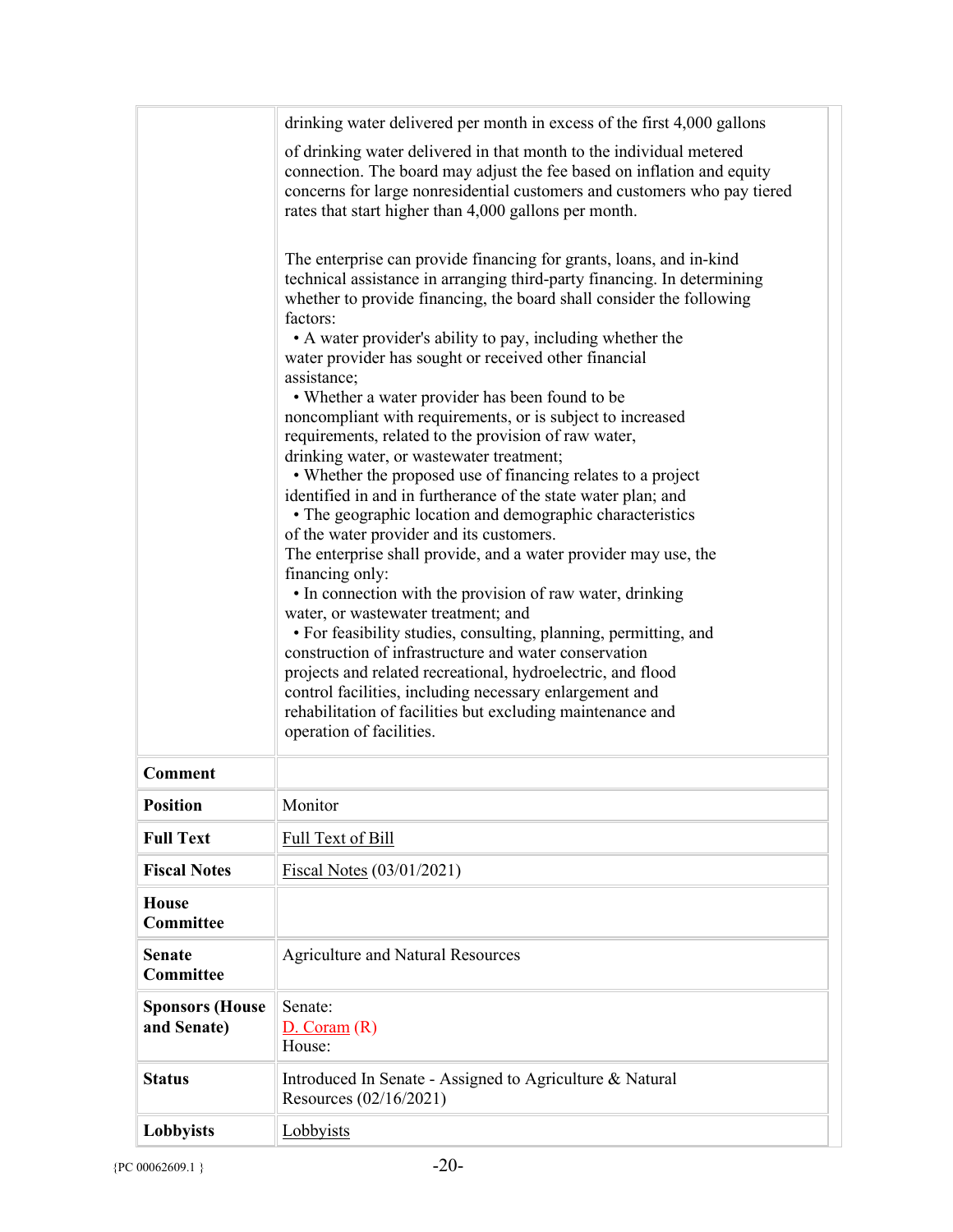| | |
|---|---|
| | drinking water delivered per month in excess of the first 4,000 gallons of drinking water delivered in that month to the individual metered connection. The board may adjust the fee based on inflation and equity concerns for large nonresidential customers and customers who pay tiered rates that start higher than 4,000 gallons per month.<br><br>The enterprise can provide financing for grants, loans, and in-kind technical assistance in arranging third-party financing. In determining whether to provide financing, the board shall consider the following factors:<br>• A water provider's ability to pay, including whether the water provider has sought or received other financial assistance;<br>• Whether a water provider has been found to be noncompliant with requirements, or is subject to increased requirements, related to the provision of raw water, drinking water, or wastewater treatment;<br>• Whether the proposed use of financing relates to a project identified in and in furtherance of the state water plan; and<br>• The geographic location and demographic characteristics of the water provider and its customers.<br>The enterprise shall provide, and a water provider may use, the financing only:<br>• In connection with the provision of raw water, drinking water, or wastewater treatment; and<br>• For feasibility studies, consulting, planning, permitting, and construction of infrastructure and water conservation projects and related recreational, hydroelectric, and flood control facilities, including necessary enlargement and rehabilitation of facilities but excluding maintenance and operation of facilities. |
| **Comment** | |
| **Position** | Monitor |
| **Full Text** | Full Text of Bill |
| **Fiscal Notes** | Fiscal Notes (03/01/2021) |
| **House Committee** | |
| **Senate Committee** | Agriculture and Natural Resources |
| **Sponsors (House and Senate)** | Senate:<br>D. Coram (R)<br>House: |
| **Status** | Introduced In Senate - Assigned to Agriculture & Natural Resources (02/16/2021) |
| **Lobbyists** | Lobbyists |

{PC 00062609.1 }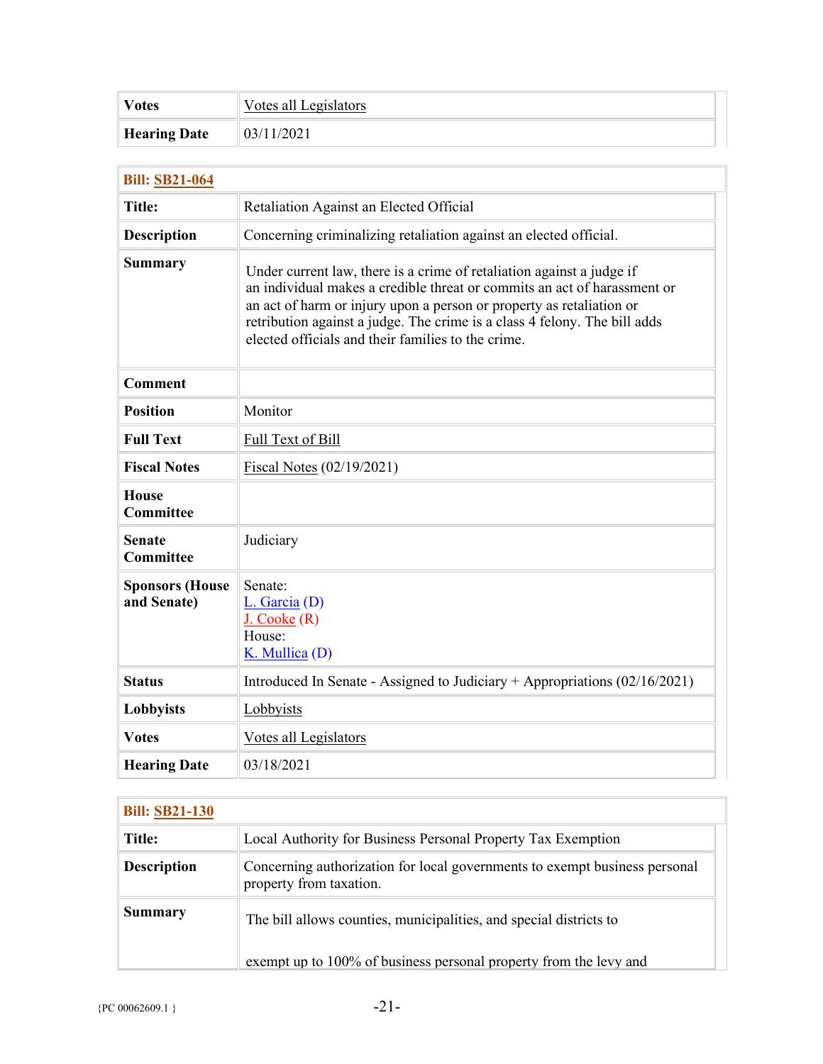| | |
|---|---|
| **Votes** | Votes all Legislators |
| **Hearing Date** | 03/11/2021 |

| **Bill: SB21-064** | |
|---|---|
| **Title:** | Retaliation Against an Elected Official |
| **Description** | Concerning criminalizing retaliation against an elected official. |
| **Summary** | Under current law, there is a crime of retaliation against a judge if an individual makes a credible threat or commits an act of harassment or an act of harm or injury upon a person or property as retaliation or retribution against a judge. The crime is a class 4 felony. The bill adds elected officials and their families to the crime. |
| **Comment** | |
| **Position** | Monitor |
| **Full Text** | Full Text of Bill |
| **Fiscal Notes** | Fiscal Notes (02/19/2021) |
| **House Committee** | |
| **Senate Committee** | Judiciary |
| **Sponsors (House and Senate)** | Senate:<br>L. Garcia (D)<br>J. Cooke (R)<br>House:<br>K. Mullica (D) |
| **Status** | Introduced In Senate - Assigned to Judiciary + Appropriations (02/16/2021) |
| **Lobbyists** | Lobbyists |
| **Votes** | Votes all Legislators |
| **Hearing Date** | 03/18/2021 |

| **Bill: SB21-130** | |
|---|---|
| **Title:** | Local Authority for Business Personal Property Tax Exemption |
| **Description** | Concerning authorization for local governments to exempt business personal property from taxation. |
| **Summary** | The bill allows counties, municipalities, and special districts to<br><br>exempt up to 100% of business personal property from the levy and |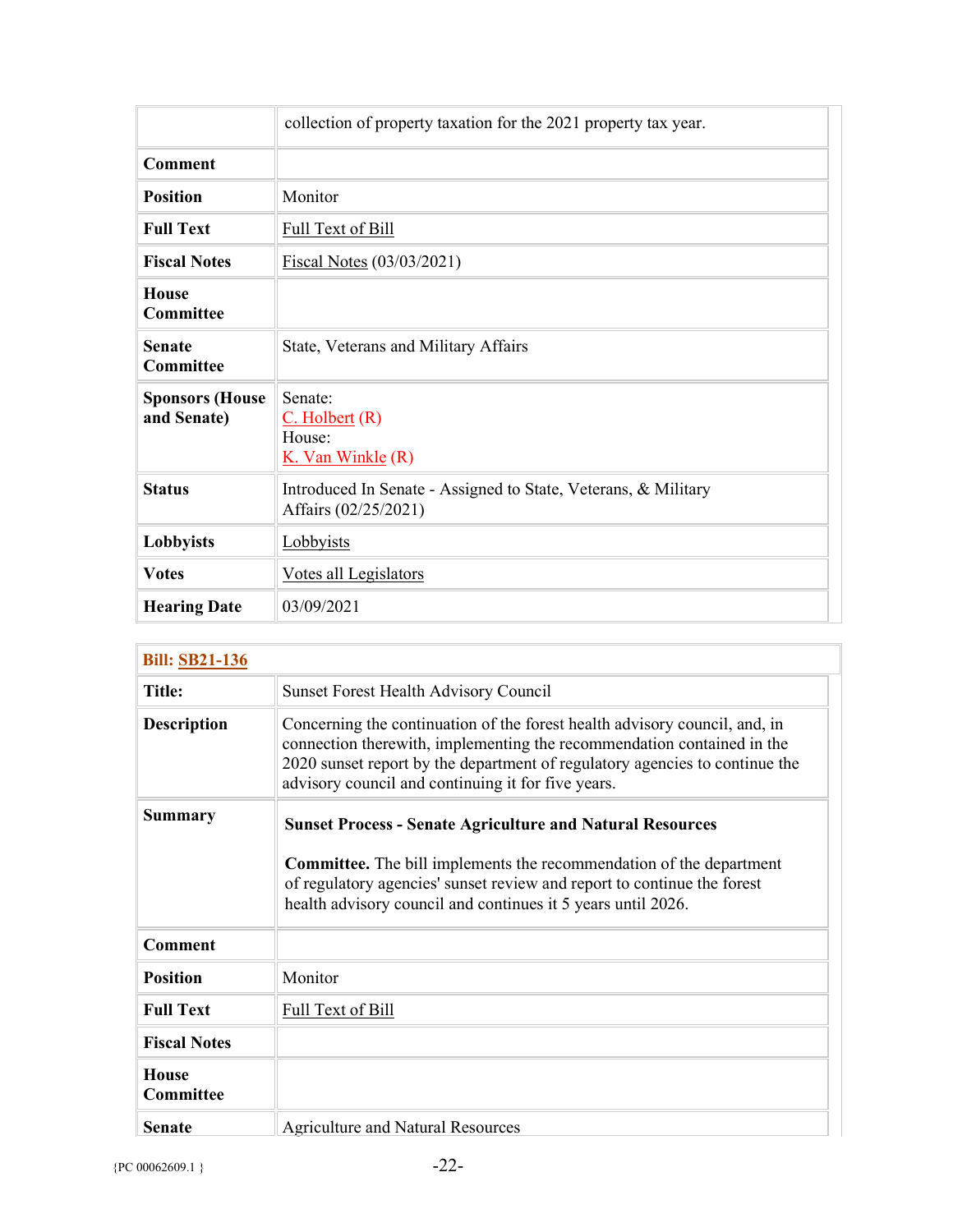| | |
|---|---|
| | collection of property taxation for the 2021 property tax year. |
| **Comment** | |
| **Position** | Monitor |
| **Full Text** | Full Text of Bill |
| **Fiscal Notes** | Fiscal Notes (03/03/2021) |
| **House Committee** | |
| **Senate Committee** | State, Veterans and Military Affairs |
| **Sponsors (House and Senate)** | Senate: C. Holbert (R) House: K. Van Winkle (R) |
| **Status** | Introduced In Senate - Assigned to State, Veterans, & Military Affairs (02/25/2021) |
| **Lobbyists** | Lobbyists |
| **Votes** | Votes all Legislators |
| **Hearing Date** | 03/09/2021 |

| **Bill: SB21-136** | |
|---|---|
| **Title:** | Sunset Forest Health Advisory Council |
| **Description** | Concerning the continuation of the forest health advisory council, and, in connection therewith, implementing the recommendation contained in the 2020 sunset report by the department of regulatory agencies to continue the advisory council and continuing it for five years. |
| **Summary** | **Sunset Process - Senate Agriculture and Natural Resources** <br><br> **Committee.** The bill implements the recommendation of the department of regulatory agencies' sunset review and report to continue the forest health advisory council and continues it 5 years until 2026. |
| **Comment** | |
| **Position** | Monitor |
| **Full Text** | Full Text of Bill |
| **Fiscal Notes** | |
| **House Committee** | |
| **Senate** | Agriculture and Natural Resources |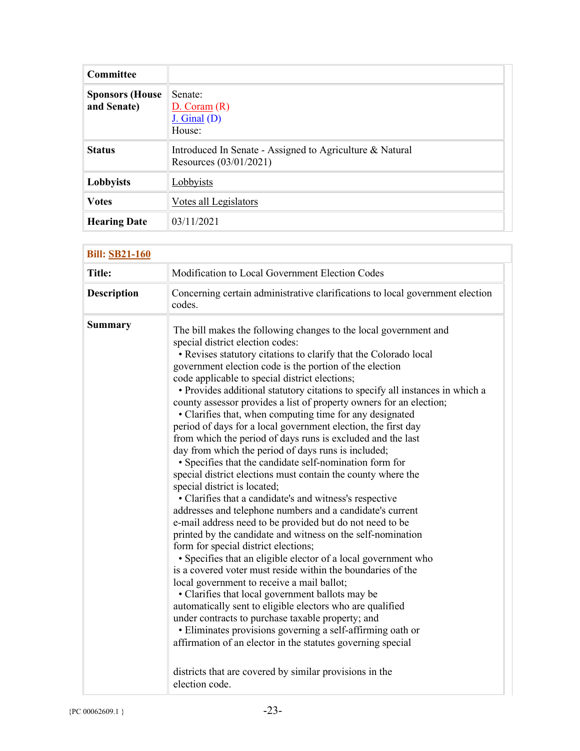| | |
|---|---|
| **Committee** | |
| **Sponsors (House and Senate)** | Senate:<br>D. Coram (R)<br>J. Ginal (D)<br>House: |
| **Status** | Introduced In Senate - Assigned to Agriculture & Natural Resources (03/01/2021) |
| **Lobbyists** | Lobbyists |
| **Votes** | Votes all Legislators |
| **Hearing Date** | 03/11/2021 |

| **Bill: SB21-160** | |
|---|---|
| **Title:** | Modification to Local Government Election Codes |
| **Description** | Concerning certain administrative clarifications to local government election codes. |
| **Summary** | The bill makes the following changes to the local government and special district election codes:<br>• Revises statutory citations to clarify that the Colorado local government election code is the portion of the election code applicable to special district elections;<br>• Provides additional statutory citations to specify all instances in which a county assessor provides a list of property owners for an election;<br>• Clarifies that, when computing time for any designated period of days for a local government election, the first day from which the period of days runs is excluded and the last day from which the period of days runs is included;<br>• Specifies that the candidate self-nomination form for special district elections must contain the county where the special district is located;<br>• Clarifies that a candidate's and witness's respective addresses and telephone numbers and a candidate's current e-mail address need to be provided but do not need to be printed by the candidate and witness on the self-nomination form for special district elections;<br>• Specifies that an eligible elector of a local government who is a covered voter must reside within the boundaries of the local government to receive a mail ballot;<br>• Clarifies that local government ballots may be automatically sent to eligible electors who are qualified under contracts to purchase taxable property; and<br>• Eliminates provisions governing a self-affirming oath or affirmation of an elector in the statutes governing special districts that are covered by similar provisions in the election code. |

{PC 00062609.1 }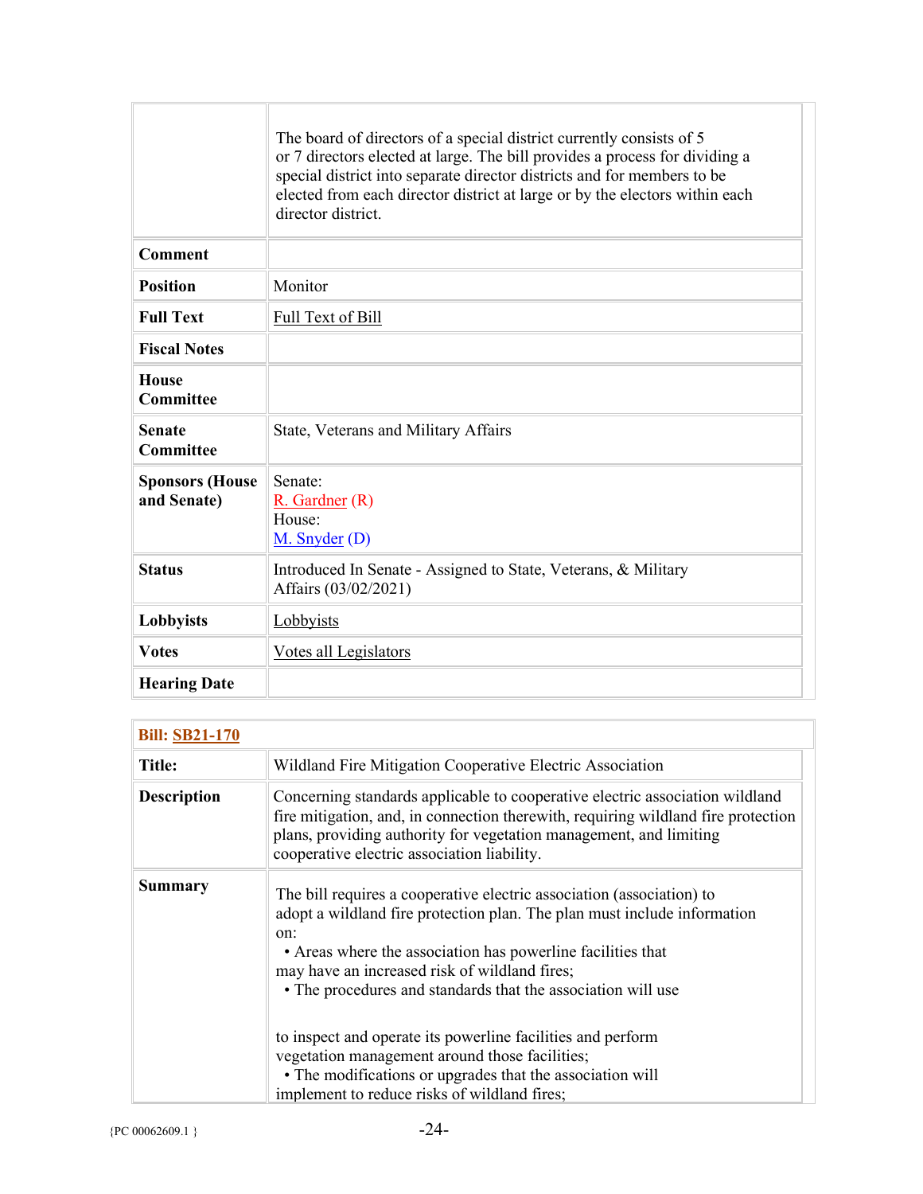| | |
|---|---|
| | The board of directors of a special district currently consists of 5 or 7 directors elected at large. The bill provides a process for dividing a special district into separate director districts and for members to be elected from each director district at large or by the electors within each director district. |
| **Comment** | |
| **Position** | Monitor |
| **Full Text** | Full Text of Bill |
| **Fiscal Notes** | |
| **House Committee** | |
| **Senate Committee** | State, Veterans and Military Affairs |
| **Sponsors (House and Senate)** | Senate: R. Gardner (R) House: M. Snyder (D) |
| **Status** | Introduced In Senate - Assigned to State, Veterans, & Military Affairs (03/02/2021) |
| **Lobbyists** | Lobbyists |
| **Votes** | Votes all Legislators |
| **Hearing Date** | |

| **Bill: SB21-170** | |
|---|---|
| **Title:** | Wildland Fire Mitigation Cooperative Electric Association |
| **Description** | Concerning standards applicable to cooperative electric association wildland fire mitigation, and, in connection therewith, requiring wildland fire protection plans, providing authority for vegetation management, and limiting cooperative electric association liability. |
| **Summary** | The bill requires a cooperative electric association (association) to adopt a wildland fire protection plan. The plan must include information on: • Areas where the association has powerline facilities that may have an increased risk of wildland fires; • The procedures and standards that the association will use to inspect and operate its powerline facilities and perform vegetation management around those facilities; • The modifications or upgrades that the association will implement to reduce risks of wildland fires; |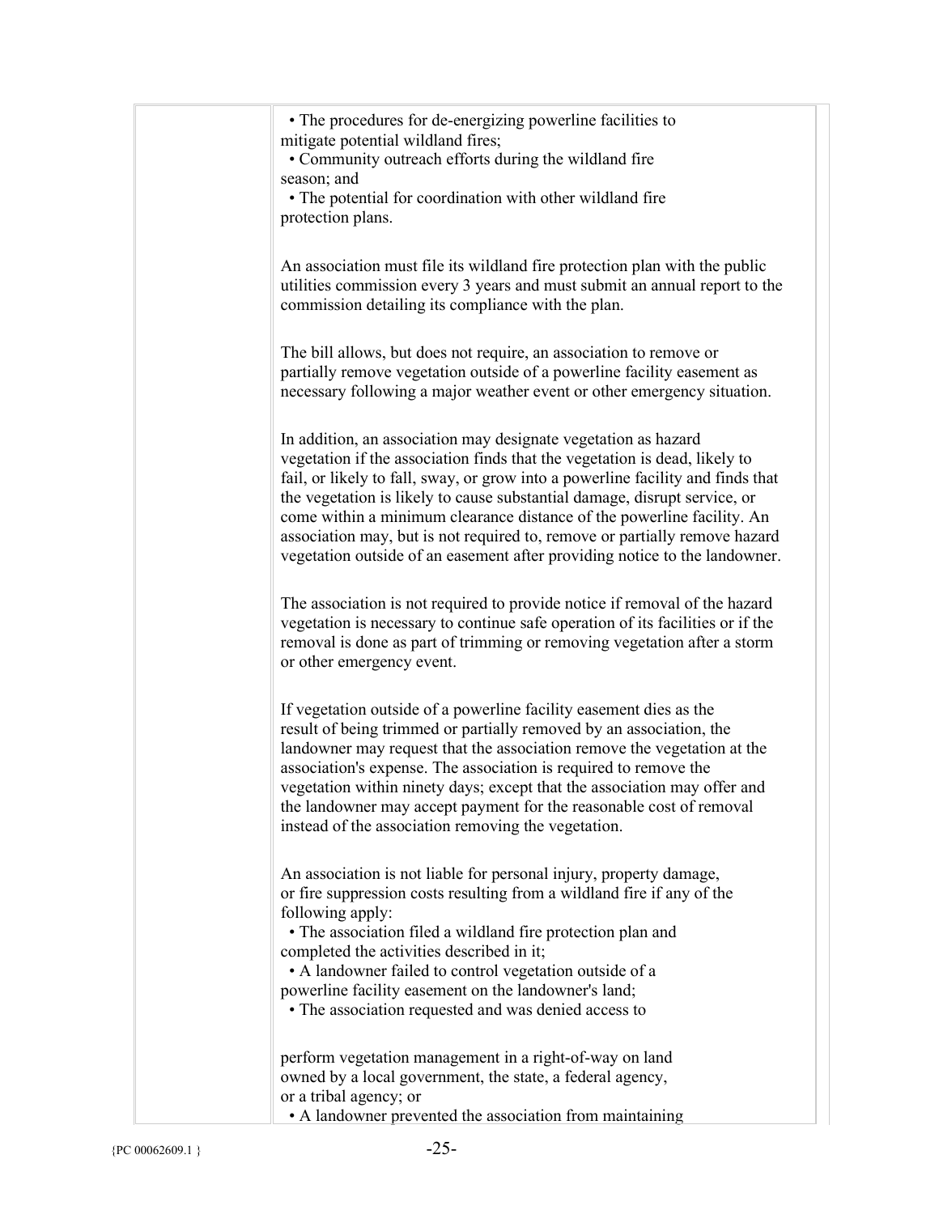- The procedures for de-energizing powerline facilities to mitigate potential wildland fires;
- Community outreach efforts during the wildland fire season; and
- The potential for coordination with other wildland fire protection plans.

An association must file its wildland fire protection plan with the public utilities commission every 3 years and must submit an annual report to the commission detailing its compliance with the plan.

The bill allows, but does not require, an association to remove or partially remove vegetation outside of a powerline facility easement as necessary following a major weather event or other emergency situation.

In addition, an association may designate vegetation as hazard vegetation if the association finds that the vegetation is dead, likely to fail, or likely to fall, sway, or grow into a powerline facility and finds that the vegetation is likely to cause substantial damage, disrupt service, or come within a minimum clearance distance of the powerline facility. An association may, but is not required to, remove or partially remove hazard vegetation outside of an easement after providing notice to the landowner.

The association is not required to provide notice if removal of the hazard vegetation is necessary to continue safe operation of its facilities or if the removal is done as part of trimming or removing vegetation after a storm or other emergency event.

If vegetation outside of a powerline facility easement dies as the result of being trimmed or partially removed by an association, the landowner may request that the association remove the vegetation at the association's expense. The association is required to remove the vegetation within ninety days; except that the association may offer and the landowner may accept payment for the reasonable cost of removal instead of the association removing the vegetation.

An association is not liable for personal injury, property damage, or fire suppression costs resulting from a wildland fire if any of the following apply:

- The association filed a wildland fire protection plan and completed the activities described in it;
- A landowner failed to control vegetation outside of a powerline facility easement on the landowner's land;
- The association requested and was denied access to perform vegetation management in a right-of-way on land owned by a local government, the state, a federal agency, or a tribal agency; or
- A landowner prevented the association from maintaining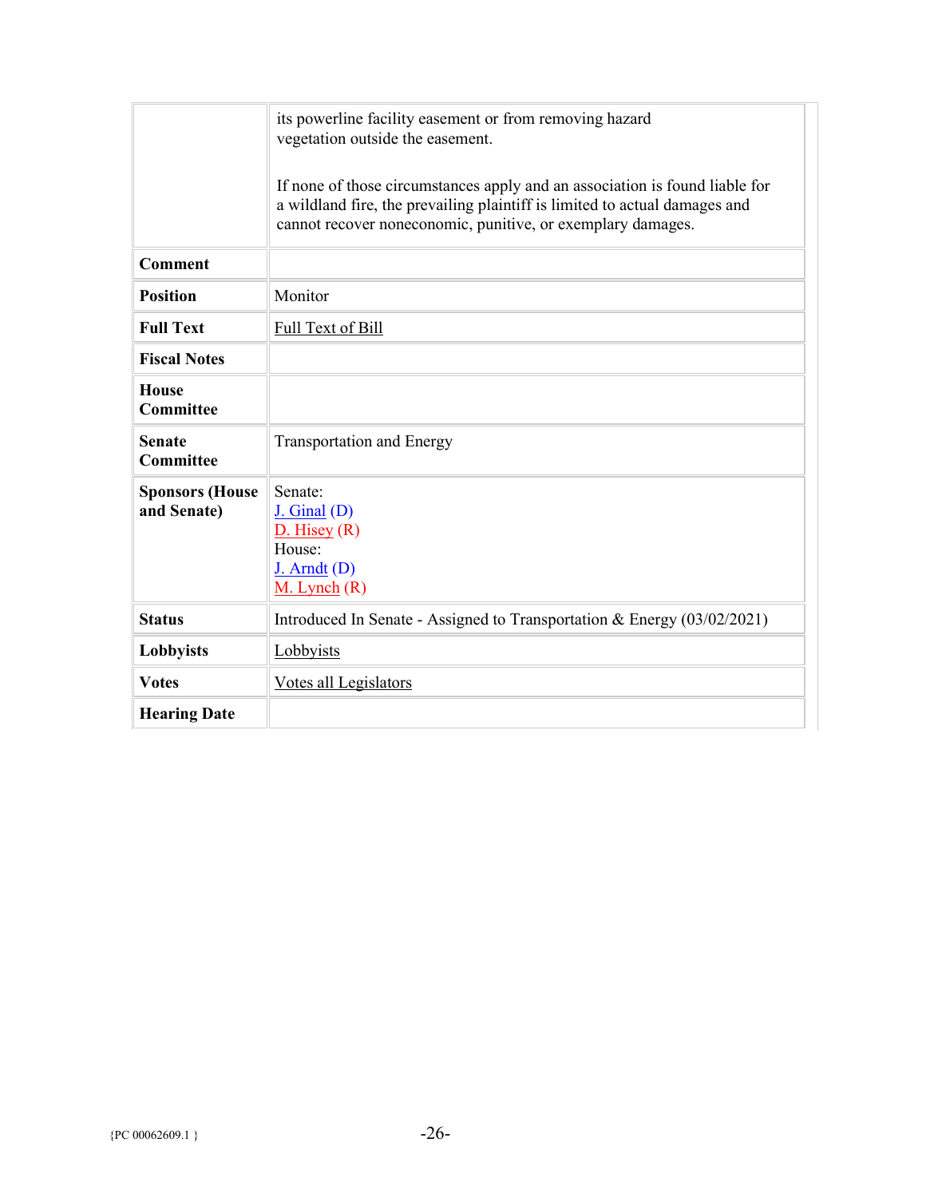| | |
|---|---|
| | its powerline facility easement or from removing hazard vegetation outside the easement.<br><br>If none of those circumstances apply and an association is found liable for a wildland fire, the prevailing plaintiff is limited to actual damages and cannot recover noneconomic, punitive, or exemplary damages. |
| **Comment** | |
| **Position** | Monitor |
| **Full Text** | Full Text of Bill |
| **Fiscal Notes** | |
| **House Committee** | |
| **Senate Committee** | Transportation and Energy |
| **Sponsors (House and Senate)** | Senate:<br>J. Ginal (D)<br>D. Hisey (R)<br>House:<br>J. Arndt (D)<br>M. Lynch (R) |
| **Status** | Introduced In Senate - Assigned to Transportation & Energy (03/02/2021) |
| **Lobbyists** | Lobbyists |
| **Votes** | Votes all Legislators |
| **Hearing Date** | |

{PC 00062609.1 }